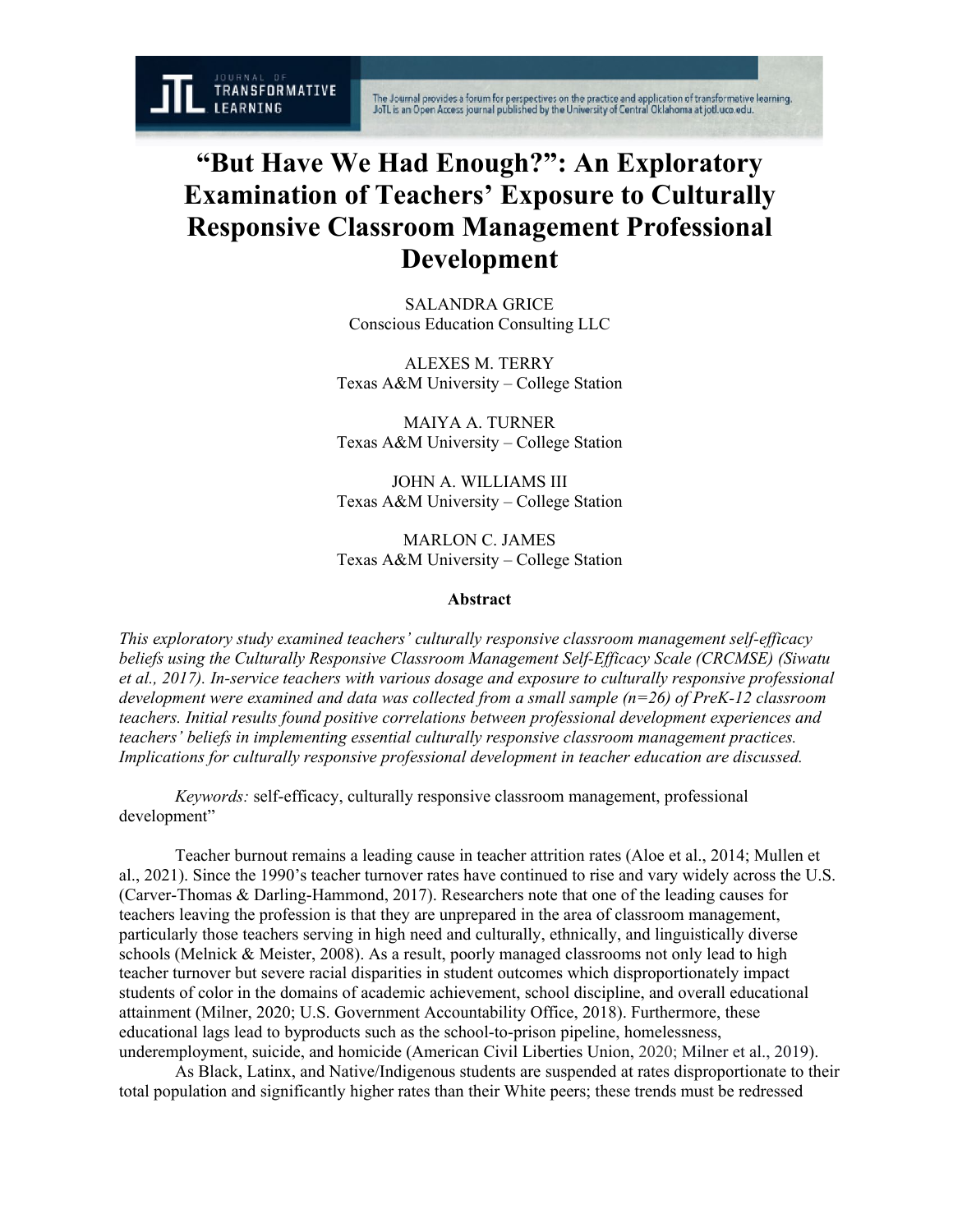# "But Have We Had Enough?": An Exploratory Examination of Teachers' Exposure to Culturally Responsive Classroom Management Professional Development

SALANDRA GRICE
Conscious Education Consulting LLC

ALEXES M. TERRY
Texas A&M University – College Station

MAIYA A. TURNER
Texas A&M University – College Station

JOHN A. WILLIAMS III
Texas A&M University – College Station

MARLON C. JAMES
Texas A&M University – College Station

**Abstract**

*This exploratory study examined teachers' culturally responsive classroom management self-efficacy beliefs using the Culturally Responsive Classroom Management Self-Efficacy Scale (CRCMSE) (Siwatu et al., 2017). In-service teachers with various dosage and exposure to culturally responsive professional development were examined and data was collected from a small sample (n=26) of PreK-12 classroom teachers. Initial results found positive correlations between professional development experiences and teachers' beliefs in implementing essential culturally responsive classroom management practices. Implications for culturally responsive professional development in teacher education are discussed.*

*Keywords:* self-efficacy, culturally responsive classroom management, professional development"

Teacher burnout remains a leading cause in teacher attrition rates (Aloe et al., 2014; Mullen et al., 2021). Since the 1990's teacher turnover rates have continued to rise and vary widely across the U.S. (Carver-Thomas & Darling-Hammond, 2017). Researchers note that one of the leading causes for teachers leaving the profession is that they are unprepared in the area of classroom management, particularly those teachers serving in high need and culturally, ethnically, and linguistically diverse schools (Melnick & Meister, 2008). As a result, poorly managed classrooms not only lead to high teacher turnover but severe racial disparities in student outcomes which disproportionately impact students of color in the domains of academic achievement, school discipline, and overall educational attainment (Milner, 2020; U.S. Government Accountability Office, 2018). Furthermore, these educational lags lead to byproducts such as the school-to-prison pipeline, homelessness, underemployment, suicide, and homicide (American Civil Liberties Union, 2020; Milner et al., 2019).

As Black, Latinx, and Native/Indigenous students are suspended at rates disproportionate to their total population and significantly higher rates than their White peers; these trends must be redressed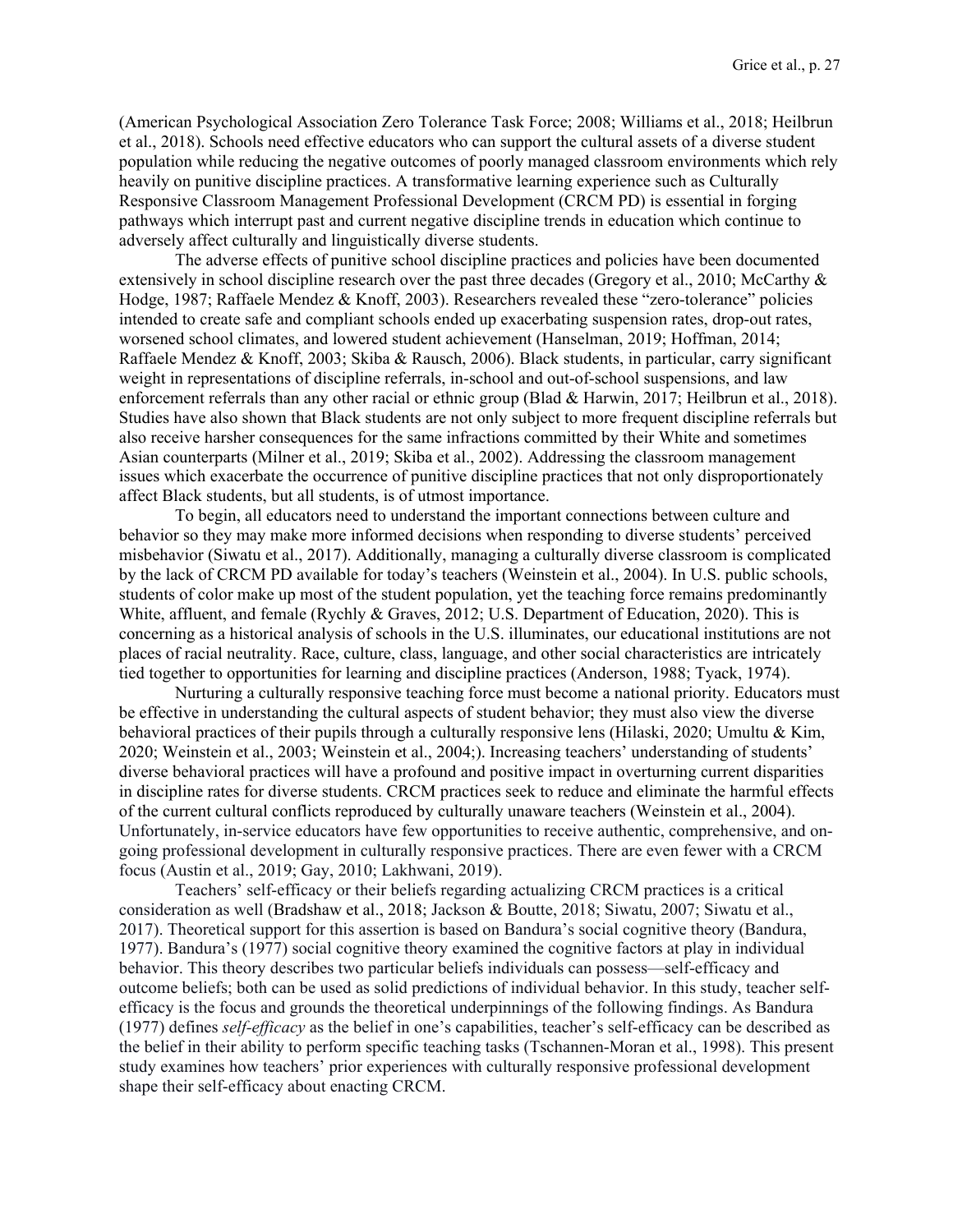(American Psychological Association Zero Tolerance Task Force; 2008; Williams et al., 2018; Heilbrun et al., 2018). Schools need effective educators who can support the cultural assets of a diverse student population while reducing the negative outcomes of poorly managed classroom environments which rely heavily on punitive discipline practices. A transformative learning experience such as Culturally Responsive Classroom Management Professional Development (CRCM PD) is essential in forging pathways which interrupt past and current negative discipline trends in education which continue to adversely affect culturally and linguistically diverse students.

The adverse effects of punitive school discipline practices and policies have been documented extensively in school discipline research over the past three decades (Gregory et al., 2010; McCarthy & Hodge, 1987; Raffaele Mendez & Knoff, 2003). Researchers revealed these "zero-tolerance" policies intended to create safe and compliant schools ended up exacerbating suspension rates, drop-out rates, worsened school climates, and lowered student achievement (Hanselman, 2019; Hoffman, 2014; Raffaele Mendez & Knoff, 2003; Skiba & Rausch, 2006). Black students, in particular, carry significant weight in representations of discipline referrals, in-school and out-of-school suspensions, and law enforcement referrals than any other racial or ethnic group (Blad & Harwin, 2017; Heilbrun et al., 2018). Studies have also shown that Black students are not only subject to more frequent discipline referrals but also receive harsher consequences for the same infractions committed by their White and sometimes Asian counterparts (Milner et al., 2019; Skiba et al., 2002). Addressing the classroom management issues which exacerbate the occurrence of punitive discipline practices that not only disproportionately affect Black students, but all students, is of utmost importance.

To begin, all educators need to understand the important connections between culture and behavior so they may make more informed decisions when responding to diverse students' perceived misbehavior (Siwatu et al., 2017). Additionally, managing a culturally diverse classroom is complicated by the lack of CRCM PD available for today's teachers (Weinstein et al., 2004). In U.S. public schools, students of color make up most of the student population, yet the teaching force remains predominantly White, affluent, and female (Rychly & Graves, 2012; U.S. Department of Education, 2020). This is concerning as a historical analysis of schools in the U.S. illuminates, our educational institutions are not places of racial neutrality. Race, culture, class, language, and other social characteristics are intricately tied together to opportunities for learning and discipline practices (Anderson, 1988; Tyack, 1974).

Nurturing a culturally responsive teaching force must become a national priority. Educators must be effective in understanding the cultural aspects of student behavior; they must also view the diverse behavioral practices of their pupils through a culturally responsive lens (Hilaski, 2020; Umultu & Kim, 2020; Weinstein et al., 2003; Weinstein et al., 2004;). Increasing teachers' understanding of students' diverse behavioral practices will have a profound and positive impact in overturning current disparities in discipline rates for diverse students. CRCM practices seek to reduce and eliminate the harmful effects of the current cultural conflicts reproduced by culturally unaware teachers (Weinstein et al., 2004). Unfortunately, in-service educators have few opportunities to receive authentic, comprehensive, and on-going professional development in culturally responsive practices. There are even fewer with a CRCM focus (Austin et al., 2019; Gay, 2010; Lakhwani, 2019).

Teachers' self-efficacy or their beliefs regarding actualizing CRCM practices is a critical consideration as well (Bradshaw et al., 2018; Jackson & Boutte, 2018; Siwatu, 2007; Siwatu et al., 2017). Theoretical support for this assertion is based on Bandura's social cognitive theory (Bandura, 1977). Bandura's (1977) social cognitive theory examined the cognitive factors at play in individual behavior. This theory describes two particular beliefs individuals can possess—self-efficacy and outcome beliefs; both can be used as solid predictions of individual behavior. In this study, teacher self-efficacy is the focus and grounds the theoretical underpinnings of the following findings. As Bandura (1977) defines *self-efficacy* as the belief in one's capabilities, teacher's self-efficacy can be described as the belief in their ability to perform specific teaching tasks (Tschannen-Moran et al., 1998). This present study examines how teachers' prior experiences with culturally responsive professional development shape their self-efficacy about enacting CRCM.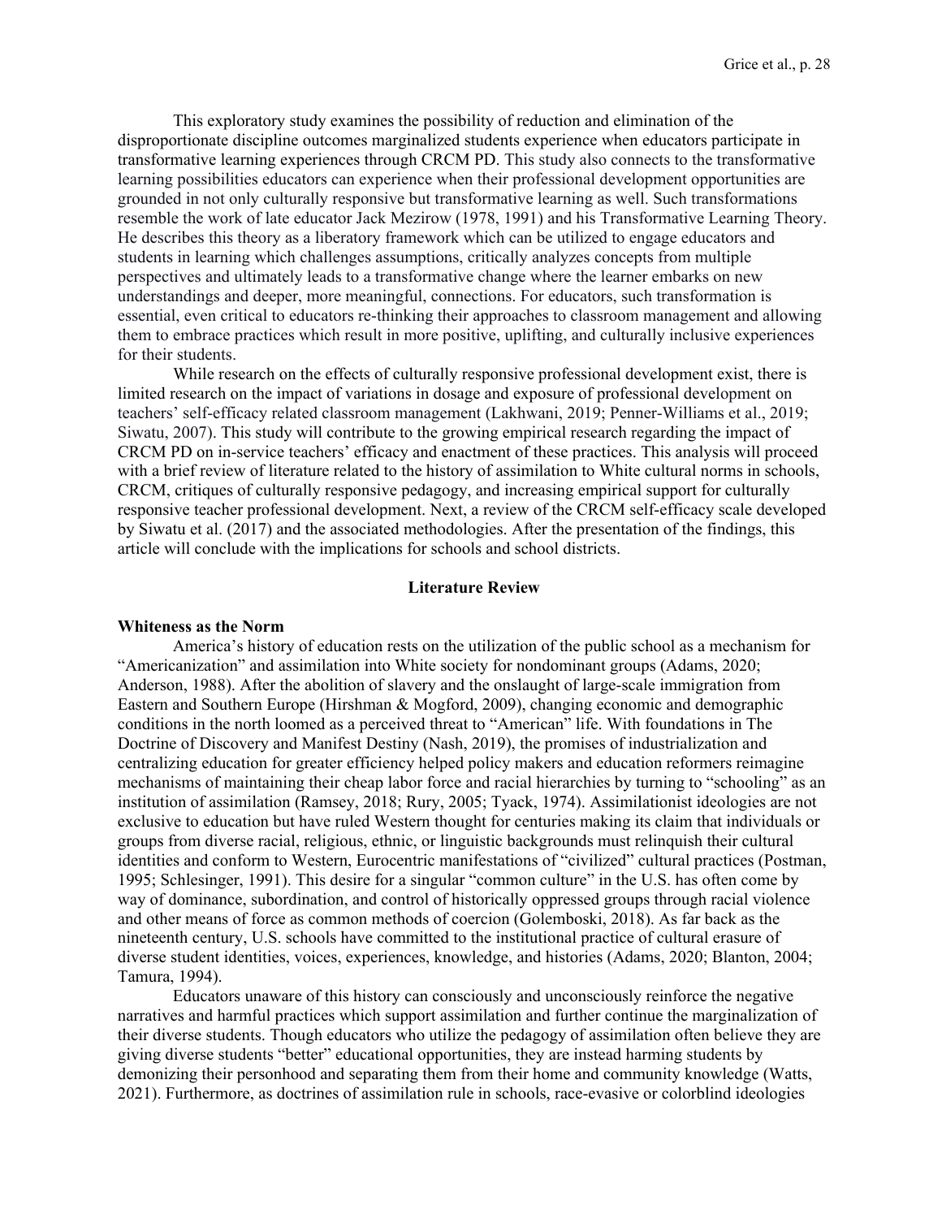This exploratory study examines the possibility of reduction and elimination of the disproportionate discipline outcomes marginalized students experience when educators participate in transformative learning experiences through CRCM PD. This study also connects to the transformative learning possibilities educators can experience when their professional development opportunities are grounded in not only culturally responsive but transformative learning as well. Such transformations resemble the work of late educator Jack Mezirow (1978, 1991) and his Transformative Learning Theory. He describes this theory as a liberatory framework which can be utilized to engage educators and students in learning which challenges assumptions, critically analyzes concepts from multiple perspectives and ultimately leads to a transformative change where the learner embarks on new understandings and deeper, more meaningful, connections. For educators, such transformation is essential, even critical to educators re-thinking their approaches to classroom management and allowing them to embrace practices which result in more positive, uplifting, and culturally inclusive experiences for their students.

While research on the effects of culturally responsive professional development exist, there is limited research on the impact of variations in dosage and exposure of professional development on teachers' self-efficacy related classroom management (Lakhwani, 2019; Penner-Williams et al., 2019; Siwatu, 2007). This study will contribute to the growing empirical research regarding the impact of CRCM PD on in-service teachers' efficacy and enactment of these practices. This analysis will proceed with a brief review of literature related to the history of assimilation to White cultural norms in schools, CRCM, critiques of culturally responsive pedagogy, and increasing empirical support for culturally responsive teacher professional development. Next, a review of the CRCM self-efficacy scale developed by Siwatu et al. (2017) and the associated methodologies. After the presentation of the findings, this article will conclude with the implications for schools and school districts.

## Literature Review

### Whiteness as the Norm

America's history of education rests on the utilization of the public school as a mechanism for "Americanization" and assimilation into White society for nondominant groups (Adams, 2020; Anderson, 1988). After the abolition of slavery and the onslaught of large-scale immigration from Eastern and Southern Europe (Hirshman & Mogford, 2009), changing economic and demographic conditions in the north loomed as a perceived threat to "American" life. With foundations in The Doctrine of Discovery and Manifest Destiny (Nash, 2019), the promises of industrialization and centralizing education for greater efficiency helped policy makers and education reformers reimagine mechanisms of maintaining their cheap labor force and racial hierarchies by turning to "schooling" as an institution of assimilation (Ramsey, 2018; Rury, 2005; Tyack, 1974). Assimilationist ideologies are not exclusive to education but have ruled Western thought for centuries making its claim that individuals or groups from diverse racial, religious, ethnic, or linguistic backgrounds must relinquish their cultural identities and conform to Western, Eurocentric manifestations of "civilized" cultural practices (Postman, 1995; Schlesinger, 1991). This desire for a singular "common culture" in the U.S. has often come by way of dominance, subordination, and control of historically oppressed groups through racial violence and other means of force as common methods of coercion (Golemboski, 2018). As far back as the nineteenth century, U.S. schools have committed to the institutional practice of cultural erasure of diverse student identities, voices, experiences, knowledge, and histories (Adams, 2020; Blanton, 2004; Tamura, 1994).

Educators unaware of this history can consciously and unconsciously reinforce the negative narratives and harmful practices which support assimilation and further continue the marginalization of their diverse students. Though educators who utilize the pedagogy of assimilation often believe they are giving diverse students "better" educational opportunities, they are instead harming students by demonizing their personhood and separating them from their home and community knowledge (Watts, 2021). Furthermore, as doctrines of assimilation rule in schools, race-evasive or colorblind ideologies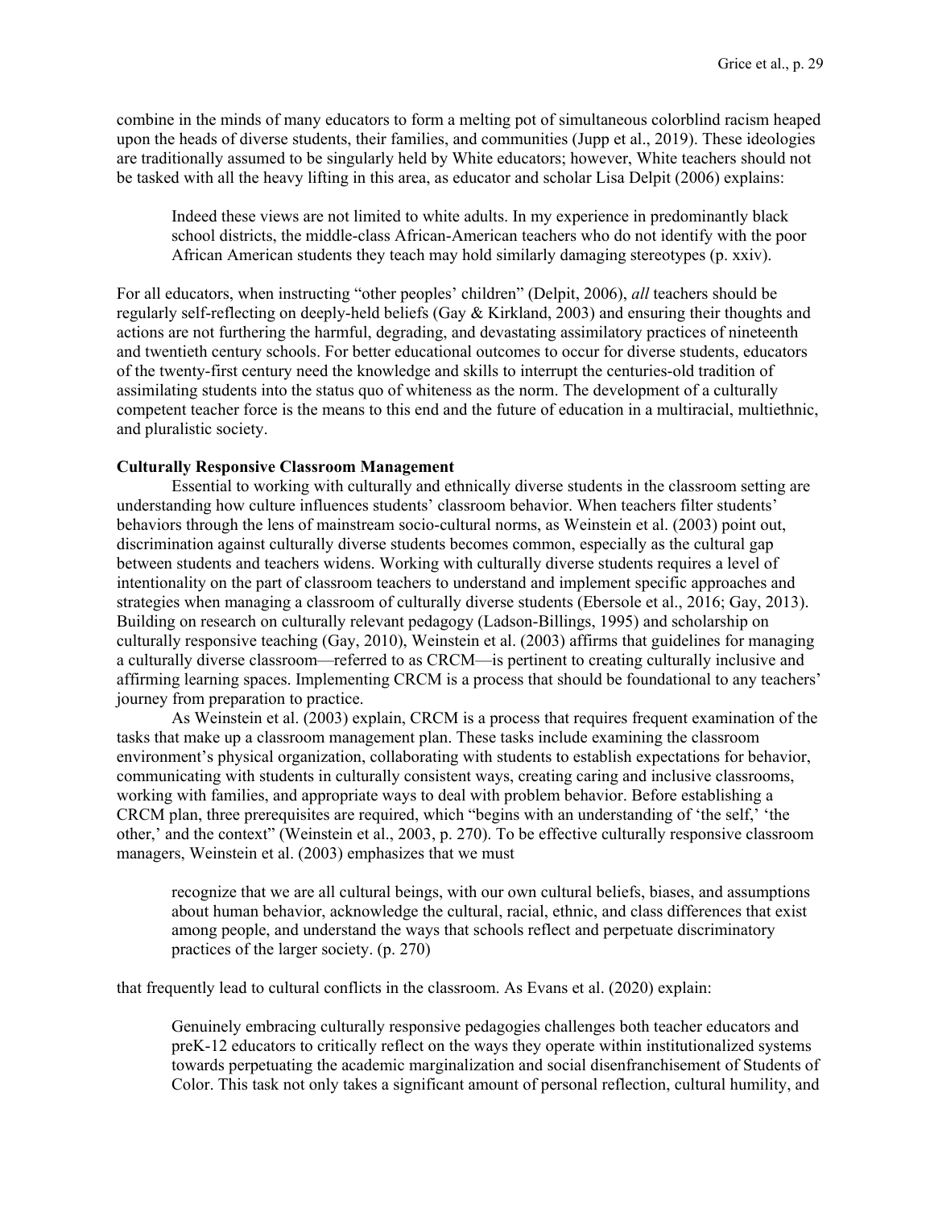combine in the minds of many educators to form a melting pot of simultaneous colorblind racism heaped upon the heads of diverse students, their families, and communities (Jupp et al., 2019). These ideologies are traditionally assumed to be singularly held by White educators; however, White teachers should not be tasked with all the heavy lifting in this area, as educator and scholar Lisa Delpit (2006) explains:

> Indeed these views are not limited to white adults. In my experience in predominantly black school districts, the middle-class African-American teachers who do not identify with the poor African American students they teach may hold similarly damaging stereotypes (p. xxiv).

For all educators, when instructing "other peoples' children" (Delpit, 2006), *all* teachers should be regularly self-reflecting on deeply-held beliefs (Gay & Kirkland, 2003) and ensuring their thoughts and actions are not furthering the harmful, degrading, and devastating assimilatory practices of nineteenth and twentieth century schools. For better educational outcomes to occur for diverse students, educators of the twenty-first century need the knowledge and skills to interrupt the centuries-old tradition of assimilating students into the status quo of whiteness as the norm. The development of a culturally competent teacher force is the means to this end and the future of education in a multiracial, multiethnic, and pluralistic society.

**Culturally Responsive Classroom Management**

Essential to working with culturally and ethnically diverse students in the classroom setting are understanding how culture influences students' classroom behavior. When teachers filter students' behaviors through the lens of mainstream socio-cultural norms, as Weinstein et al. (2003) point out, discrimination against culturally diverse students becomes common, especially as the cultural gap between students and teachers widens. Working with culturally diverse students requires a level of intentionality on the part of classroom teachers to understand and implement specific approaches and strategies when managing a classroom of culturally diverse students (Ebersole et al., 2016; Gay, 2013). Building on research on culturally relevant pedagogy (Ladson-Billings, 1995) and scholarship on culturally responsive teaching (Gay, 2010), Weinstein et al. (2003) affirms that guidelines for managing a culturally diverse classroom—referred to as CRCM—is pertinent to creating culturally inclusive and affirming learning spaces. Implementing CRCM is a process that should be foundational to any teachers' journey from preparation to practice.

As Weinstein et al. (2003) explain, CRCM is a process that requires frequent examination of the tasks that make up a classroom management plan. These tasks include examining the classroom environment's physical organization, collaborating with students to establish expectations for behavior, communicating with students in culturally consistent ways, creating caring and inclusive classrooms, working with families, and appropriate ways to deal with problem behavior. Before establishing a CRCM plan, three prerequisites are required, which "begins with an understanding of 'the self,' 'the other,' and the context" (Weinstein et al., 2003, p. 270). To be effective culturally responsive classroom managers, Weinstein et al. (2003) emphasizes that we must

> recognize that we are all cultural beings, with our own cultural beliefs, biases, and assumptions about human behavior, acknowledge the cultural, racial, ethnic, and class differences that exist among people, and understand the ways that schools reflect and perpetuate discriminatory practices of the larger society. (p. 270)

that frequently lead to cultural conflicts in the classroom. As Evans et al. (2020) explain:

> Genuinely embracing culturally responsive pedagogies challenges both teacher educators and preK-12 educators to critically reflect on the ways they operate within institutionalized systems towards perpetuating the academic marginalization and social disenfranchisement of Students of Color. This task not only takes a significant amount of personal reflection, cultural humility, and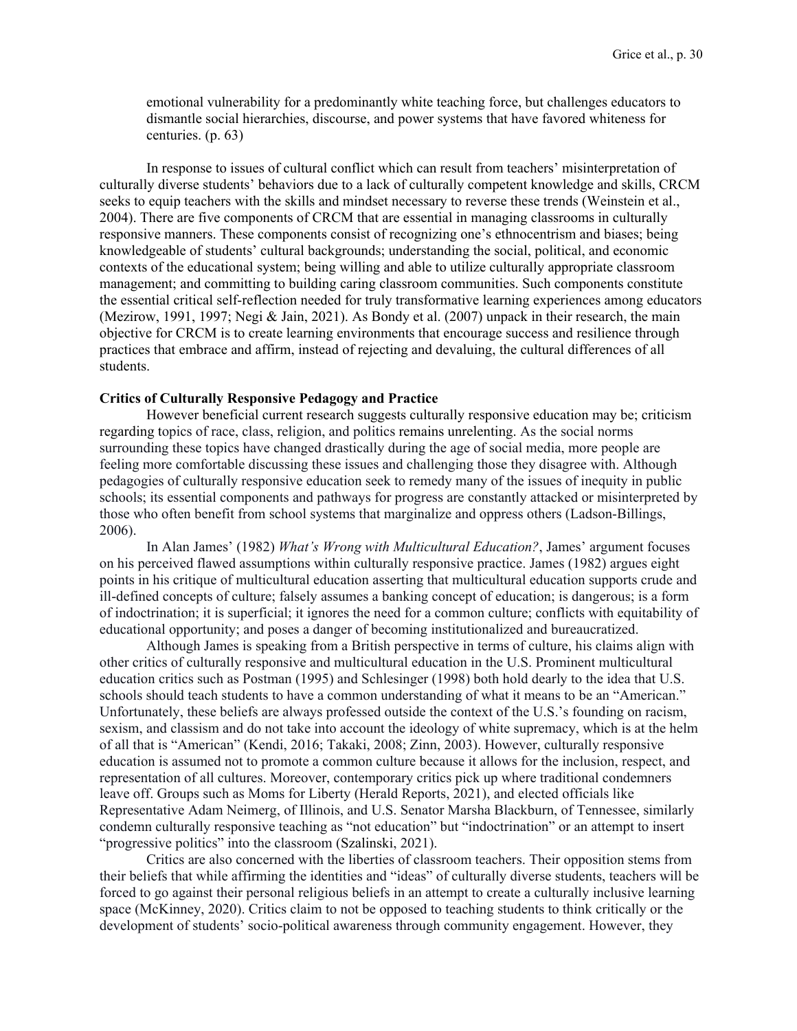emotional vulnerability for a predominantly white teaching force, but challenges educators to dismantle social hierarchies, discourse, and power systems that have favored whiteness for centuries. (p. 63)

In response to issues of cultural conflict which can result from teachers' misinterpretation of culturally diverse students' behaviors due to a lack of culturally competent knowledge and skills, CRCM seeks to equip teachers with the skills and mindset necessary to reverse these trends (Weinstein et al., 2004). There are five components of CRCM that are essential in managing classrooms in culturally responsive manners. These components consist of recognizing one's ethnocentrism and biases; being knowledgeable of students' cultural backgrounds; understanding the social, political, and economic contexts of the educational system; being willing and able to utilize culturally appropriate classroom management; and committing to building caring classroom communities. Such components constitute the essential critical self-reflection needed for truly transformative learning experiences among educators (Mezirow, 1991, 1997; Negi & Jain, 2021). As Bondy et al. (2007) unpack in their research, the main objective for CRCM is to create learning environments that encourage success and resilience through practices that embrace and affirm, instead of rejecting and devaluing, the cultural differences of all students.

**Critics of Culturally Responsive Pedagogy and Practice**

However beneficial current research suggests culturally responsive education may be; criticism regarding topics of race, class, religion, and politics remains unrelenting. As the social norms surrounding these topics have changed drastically during the age of social media, more people are feeling more comfortable discussing these issues and challenging those they disagree with. Although pedagogies of culturally responsive education seek to remedy many of the issues of inequity in public schools; its essential components and pathways for progress are constantly attacked or misinterpreted by those who often benefit from school systems that marginalize and oppress others (Ladson-Billings, 2006).

In Alan James' (1982) *What's Wrong with Multicultural Education?*, James' argument focuses on his perceived flawed assumptions within culturally responsive practice. James (1982) argues eight points in his critique of multicultural education asserting that multicultural education supports crude and ill-defined concepts of culture; falsely assumes a banking concept of education; is dangerous; is a form of indoctrination; it is superficial; it ignores the need for a common culture; conflicts with equitability of educational opportunity; and poses a danger of becoming institutionalized and bureaucratized.

Although James is speaking from a British perspective in terms of culture, his claims align with other critics of culturally responsive and multicultural education in the U.S. Prominent multicultural education critics such as Postman (1995) and Schlesinger (1998) both hold dearly to the idea that U.S. schools should teach students to have a common understanding of what it means to be an "American." Unfortunately, these beliefs are always professed outside the context of the U.S.'s founding on racism, sexism, and classism and do not take into account the ideology of white supremacy, which is at the helm of all that is "American" (Kendi, 2016; Takaki, 2008; Zinn, 2003). However, culturally responsive education is assumed not to promote a common culture because it allows for the inclusion, respect, and representation of all cultures. Moreover, contemporary critics pick up where traditional condemners leave off. Groups such as Moms for Liberty (Herald Reports, 2021), and elected officials like Representative Adam Neimerg, of Illinois, and U.S. Senator Marsha Blackburn, of Tennessee, similarly condemn culturally responsive teaching as "not education" but "indoctrination" or an attempt to insert "progressive politics" into the classroom (Szalinski, 2021).

Critics are also concerned with the liberties of classroom teachers. Their opposition stems from their beliefs that while affirming the identities and "ideas" of culturally diverse students, teachers will be forced to go against their personal religious beliefs in an attempt to create a culturally inclusive learning space (McKinney, 2020). Critics claim to not be opposed to teaching students to think critically or the development of students' socio-political awareness through community engagement. However, they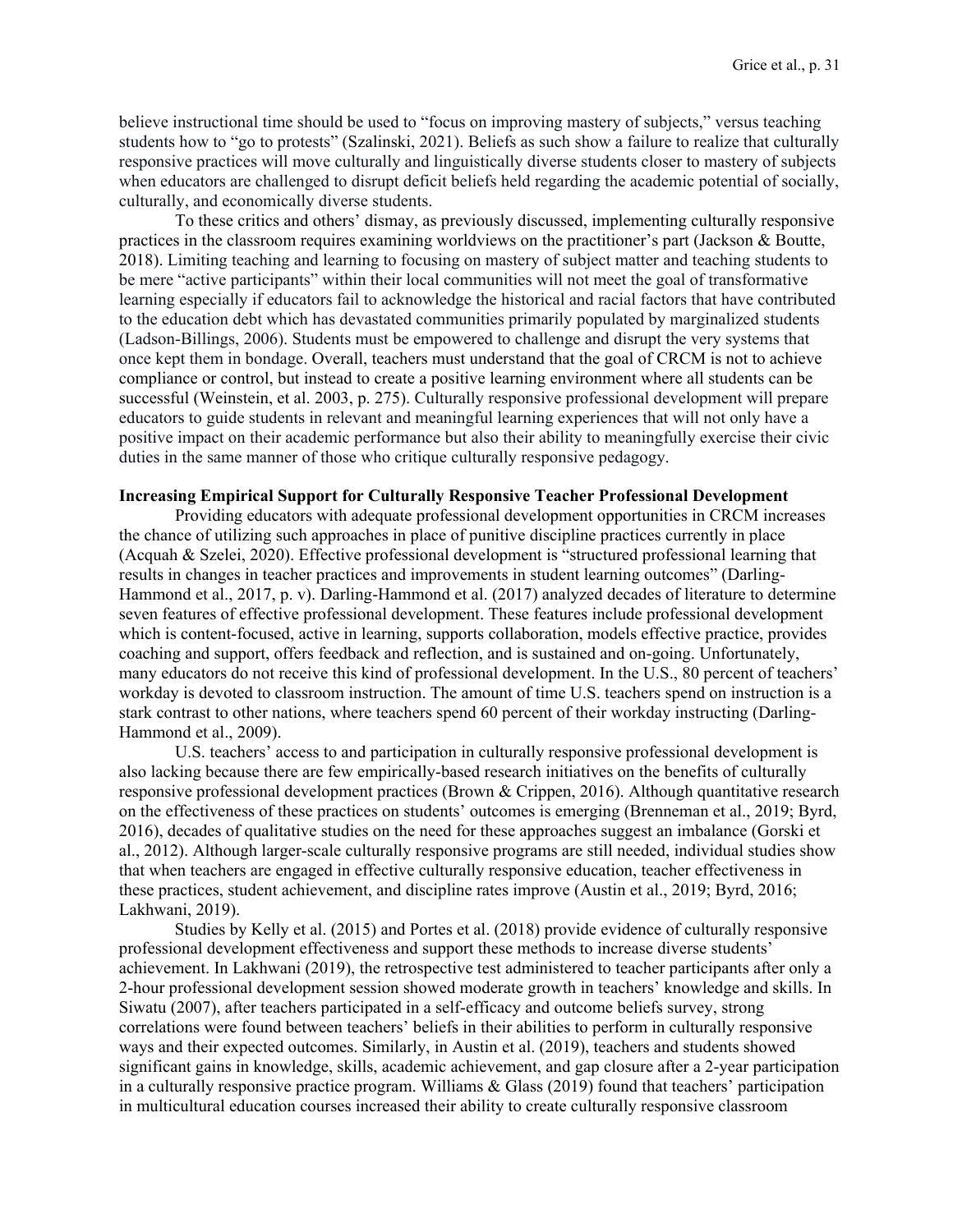believe instructional time should be used to "focus on improving mastery of subjects," versus teaching students how to "go to protests" (Szalinski, 2021). Beliefs as such show a failure to realize that culturally responsive practices will move culturally and linguistically diverse students closer to mastery of subjects when educators are challenged to disrupt deficit beliefs held regarding the academic potential of socially, culturally, and economically diverse students.

To these critics and others' dismay, as previously discussed, implementing culturally responsive practices in the classroom requires examining worldviews on the practitioner's part (Jackson & Boutte, 2018). Limiting teaching and learning to focusing on mastery of subject matter and teaching students to be mere "active participants" within their local communities will not meet the goal of transformative learning especially if educators fail to acknowledge the historical and racial factors that have contributed to the education debt which has devastated communities primarily populated by marginalized students (Ladson-Billings, 2006). Students must be empowered to challenge and disrupt the very systems that once kept them in bondage. Overall, teachers must understand that the goal of CRCM is not to achieve compliance or control, but instead to create a positive learning environment where all students can be successful (Weinstein, et al. 2003, p. 275). Culturally responsive professional development will prepare educators to guide students in relevant and meaningful learning experiences that will not only have a positive impact on their academic performance but also their ability to meaningfully exercise their civic duties in the same manner of those who critique culturally responsive pedagogy.

**Increasing Empirical Support for Culturally Responsive Teacher Professional Development**

Providing educators with adequate professional development opportunities in CRCM increases the chance of utilizing such approaches in place of punitive discipline practices currently in place (Acquah & Szelei, 2020). Effective professional development is "structured professional learning that results in changes in teacher practices and improvements in student learning outcomes" (Darling-Hammond et al., 2017, p. v). Darling-Hammond et al. (2017) analyzed decades of literature to determine seven features of effective professional development. These features include professional development which is content-focused, active in learning, supports collaboration, models effective practice, provides coaching and support, offers feedback and reflection, and is sustained and on-going. Unfortunately, many educators do not receive this kind of professional development. In the U.S., 80 percent of teachers' workday is devoted to classroom instruction. The amount of time U.S. teachers spend on instruction is a stark contrast to other nations, where teachers spend 60 percent of their workday instructing (Darling-Hammond et al., 2009).

U.S. teachers' access to and participation in culturally responsive professional development is also lacking because there are few empirically-based research initiatives on the benefits of culturally responsive professional development practices (Brown & Crippen, 2016). Although quantitative research on the effectiveness of these practices on students' outcomes is emerging (Brenneman et al., 2019; Byrd, 2016), decades of qualitative studies on the need for these approaches suggest an imbalance (Gorski et al., 2012). Although larger-scale culturally responsive programs are still needed, individual studies show that when teachers are engaged in effective culturally responsive education, teacher effectiveness in these practices, student achievement, and discipline rates improve (Austin et al., 2019; Byrd, 2016; Lakhwani, 2019).

Studies by Kelly et al. (2015) and Portes et al. (2018) provide evidence of culturally responsive professional development effectiveness and support these methods to increase diverse students' achievement. In Lakhwani (2019), the retrospective test administered to teacher participants after only a 2-hour professional development session showed moderate growth in teachers' knowledge and skills. In Siwatu (2007), after teachers participated in a self-efficacy and outcome beliefs survey, strong correlations were found between teachers' beliefs in their abilities to perform in culturally responsive ways and their expected outcomes. Similarly, in Austin et al. (2019), teachers and students showed significant gains in knowledge, skills, academic achievement, and gap closure after a 2-year participation in a culturally responsive practice program. Williams & Glass (2019) found that teachers' participation in multicultural education courses increased their ability to create culturally responsive classroom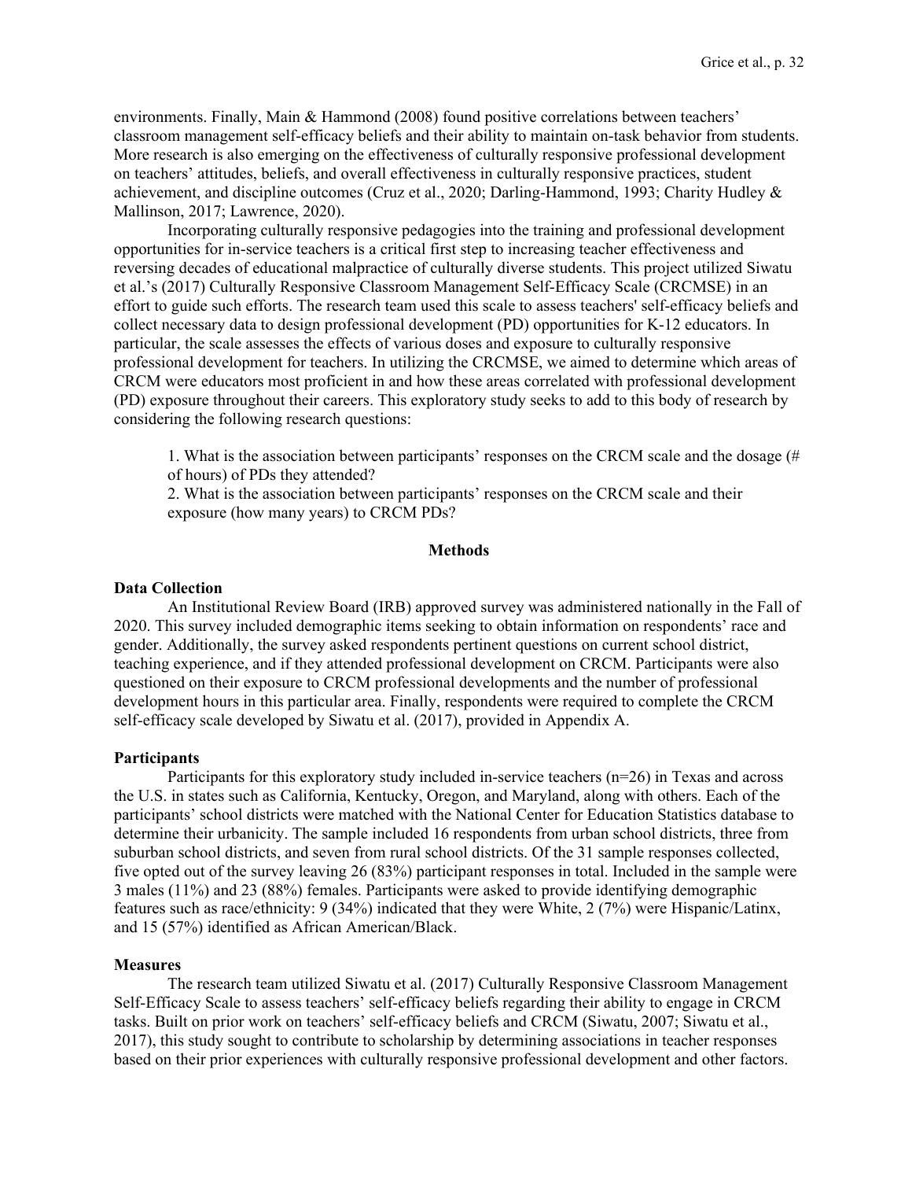environments. Finally, Main & Hammond (2008) found positive correlations between teachers' classroom management self-efficacy beliefs and their ability to maintain on-task behavior from students. More research is also emerging on the effectiveness of culturally responsive professional development on teachers' attitudes, beliefs, and overall effectiveness in culturally responsive practices, student achievement, and discipline outcomes (Cruz et al., 2020; Darling-Hammond, 1993; Charity Hudley & Mallinson, 2017; Lawrence, 2020).

Incorporating culturally responsive pedagogies into the training and professional development opportunities for in-service teachers is a critical first step to increasing teacher effectiveness and reversing decades of educational malpractice of culturally diverse students. This project utilized Siwatu et al.'s (2017) Culturally Responsive Classroom Management Self-Efficacy Scale (CRCMSE) in an effort to guide such efforts. The research team used this scale to assess teachers' self-efficacy beliefs and collect necessary data to design professional development (PD) opportunities for K-12 educators. In particular, the scale assesses the effects of various doses and exposure to culturally responsive professional development for teachers. In utilizing the CRCMSE, we aimed to determine which areas of CRCM were educators most proficient in and how these areas correlated with professional development (PD) exposure throughout their careers. This exploratory study seeks to add to this body of research by considering the following research questions:

> 1. What is the association between participants' responses on the CRCM scale and the dosage (# of hours) of PDs they attended?
> 2. What is the association between participants' responses on the CRCM scale and their exposure (how many years) to CRCM PDs?

## Methods

### Data Collection

An Institutional Review Board (IRB) approved survey was administered nationally in the Fall of 2020. This survey included demographic items seeking to obtain information on respondents' race and gender. Additionally, the survey asked respondents pertinent questions on current school district, teaching experience, and if they attended professional development on CRCM. Participants were also questioned on their exposure to CRCM professional developments and the number of professional development hours in this particular area. Finally, respondents were required to complete the CRCM self-efficacy scale developed by Siwatu et al. (2017), provided in Appendix A.

### Participants

Participants for this exploratory study included in-service teachers (n=26) in Texas and across the U.S. in states such as California, Kentucky, Oregon, and Maryland, along with others. Each of the participants' school districts were matched with the National Center for Education Statistics database to determine their urbanicity. The sample included 16 respondents from urban school districts, three from suburban school districts, and seven from rural school districts. Of the 31 sample responses collected, five opted out of the survey leaving 26 (83%) participant responses in total. Included in the sample were 3 males (11%) and 23 (88%) females. Participants were asked to provide identifying demographic features such as race/ethnicity: 9 (34%) indicated that they were White, 2 (7%) were Hispanic/Latinx, and 15 (57%) identified as African American/Black.

### Measures

The research team utilized Siwatu et al. (2017) Culturally Responsive Classroom Management Self-Efficacy Scale to assess teachers' self-efficacy beliefs regarding their ability to engage in CRCM tasks. Built on prior work on teachers' self-efficacy beliefs and CRCM (Siwatu, 2007; Siwatu et al., 2017), this study sought to contribute to scholarship by determining associations in teacher responses based on their prior experiences with culturally responsive professional development and other factors.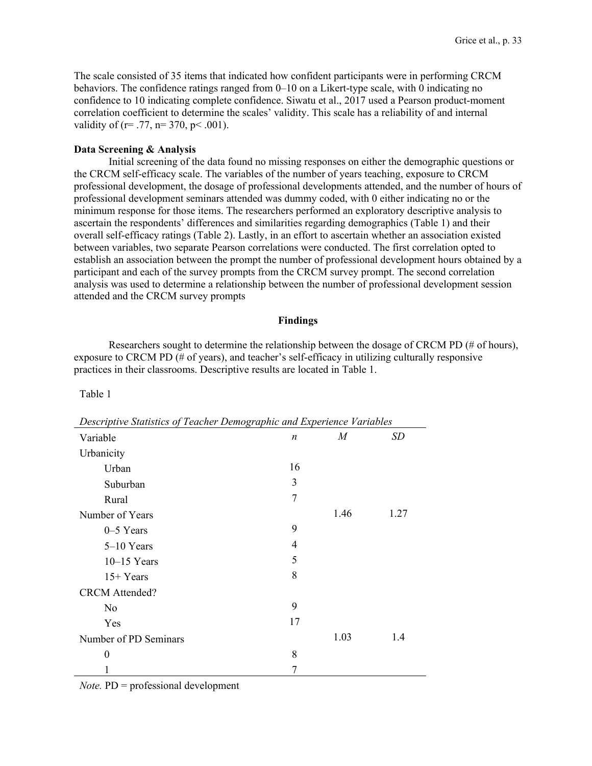The scale consisted of 35 items that indicated how confident participants were in performing CRCM behaviors. The confidence ratings ranged from 0–10 on a Likert-type scale, with 0 indicating no confidence to 10 indicating complete confidence. Siwatu et al., 2017 used a Pearson product-moment correlation coefficient to determine the scales' validity. This scale has a reliability of and internal validity of ($r = .77$, $n = 370$, $p < .001$).

**Data Screening & Analysis**

Initial screening of the data found no missing responses on either the demographic questions or the CRCM self-efficacy scale. The variables of the number of years teaching, exposure to CRCM professional development, the dosage of professional developments attended, and the number of hours of professional development seminars attended was dummy coded, with 0 either indicating no or the minimum response for those items. The researchers performed an exploratory descriptive analysis to ascertain the respondents' differences and similarities regarding demographics (Table 1) and their overall self-efficacy ratings (Table 2). Lastly, in an effort to ascertain whether an association existed between variables, two separate Pearson correlations were conducted. The first correlation opted to establish an association between the prompt the number of professional development hours obtained by a participant and each of the survey prompts from the CRCM survey prompt. The second correlation analysis was used to determine a relationship between the number of professional development session attended and the CRCM survey prompts

## Findings

Researchers sought to determine the relationship between the dosage of CRCM PD (# of hours), exposure to CRCM PD (# of years), and teacher's self-efficacy in utilizing culturally responsive practices in their classrooms. Descriptive results are located in Table 1.

Table 1

*Descriptive Statistics of Teacher Demographic and Experience Variables*

| Variable | *n* | *M* | *SD* |
|---|---|---|---|
| Urbanicity | | | |
| Urban | 16 | | |
| Suburban | 3 | | |
| Rural | 7 | | |
| Number of Years | | 1.46 | 1.27 |
| 0–5 Years | 9 | | |
| 5–10 Years | 4 | | |
| 10–15 Years | 5 | | |
| 15+ Years | 8 | | |
| CRCM Attended? | | | |
| No | 9 | | |
| Yes | 17 | | |
| Number of PD Seminars | | 1.03 | 1.4 |
| 0 | 8 | | |
| 1 | 7 | | |

*Note.* PD = professional development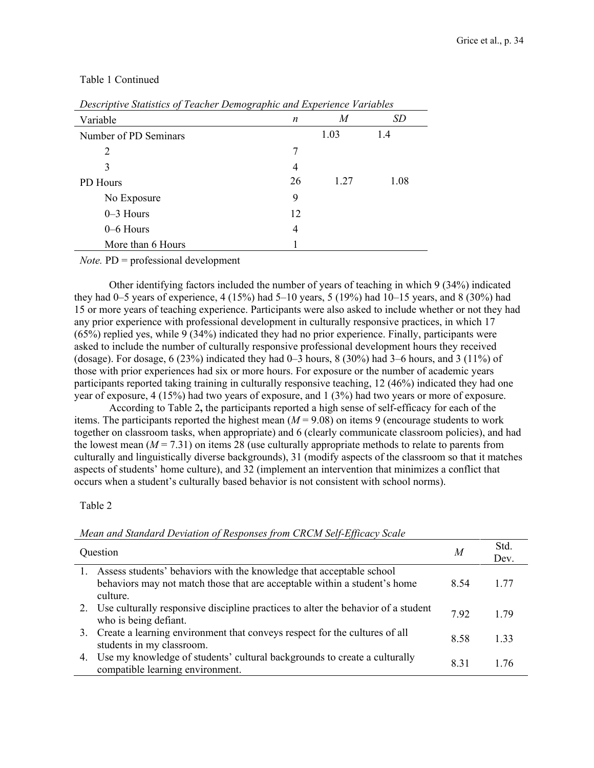Table 1 Continued

*Descriptive Statistics of Teacher Demographic and Experience Variables*

| Variable | *n* | *M* | *SD* |
|---|---|---|---|
| Number of PD Seminars | | 1.03 | 1.4 |
| 2 | 7 | | |
| 3 | 4 | | |
| PD Hours | 26 | 1.27 | 1.08 |
| No Exposure | 9 | | |
| 0–3 Hours | 12 | | |
| 0–6 Hours | 4 | | |
| More than 6 Hours | 1 | | |

*Note.* PD = professional development

Other identifying factors included the number of years of teaching in which 9 (34%) indicated they had 0–5 years of experience, 4 (15%) had 5–10 years, 5 (19%) had 10–15 years, and 8 (30%) had 15 or more years of teaching experience. Participants were also asked to include whether or not they had any prior experience with professional development in culturally responsive practices, in which 17 (65%) replied yes, while 9 (34%) indicated they had no prior experience. Finally, participants were asked to include the number of culturally responsive professional development hours they received (dosage). For dosage, 6 (23%) indicated they had 0–3 hours, 8 (30%) had 3–6 hours, and 3 (11%) of those with prior experiences had six or more hours. For exposure or the number of academic years participants reported taking training in culturally responsive teaching, 12 (46%) indicated they had one year of exposure, 4 (15%) had two years of exposure, and 1 (3%) had two years or more of exposure.

According to Table 2**,** the participants reported a high sense of self-efficacy for each of the items. The participants reported the highest mean (*M* = 9.08) on items 9 (encourage students to work together on classroom tasks, when appropriate) and 6 (clearly communicate classroom policies), and had the lowest mean (*M* = 7.31) on items 28 (use culturally appropriate methods to relate to parents from culturally and linguistically diverse backgrounds), 31 (modify aspects of the classroom so that it matches aspects of students' home culture), and 32 (implement an intervention that minimizes a conflict that occurs when a student's culturally based behavior is not consistent with school norms).

Table 2

*Mean and Standard Deviation of Responses from CRCM Self-Efficacy Scale*

| Question | *M* | Std. Dev. |
|---|---|---|
| 1. Assess students' behaviors with the knowledge that acceptable school behaviors may not match those that are acceptable within a student's home culture. | 8.54 | 1.77 |
| 2. Use culturally responsive discipline practices to alter the behavior of a student who is being defiant. | 7.92 | 1.79 |
| 3. Create a learning environment that conveys respect for the cultures of all students in my classroom. | 8.58 | 1.33 |
| 4. Use my knowledge of students' cultural backgrounds to create a culturally compatible learning environment. | 8.31 | 1.76 |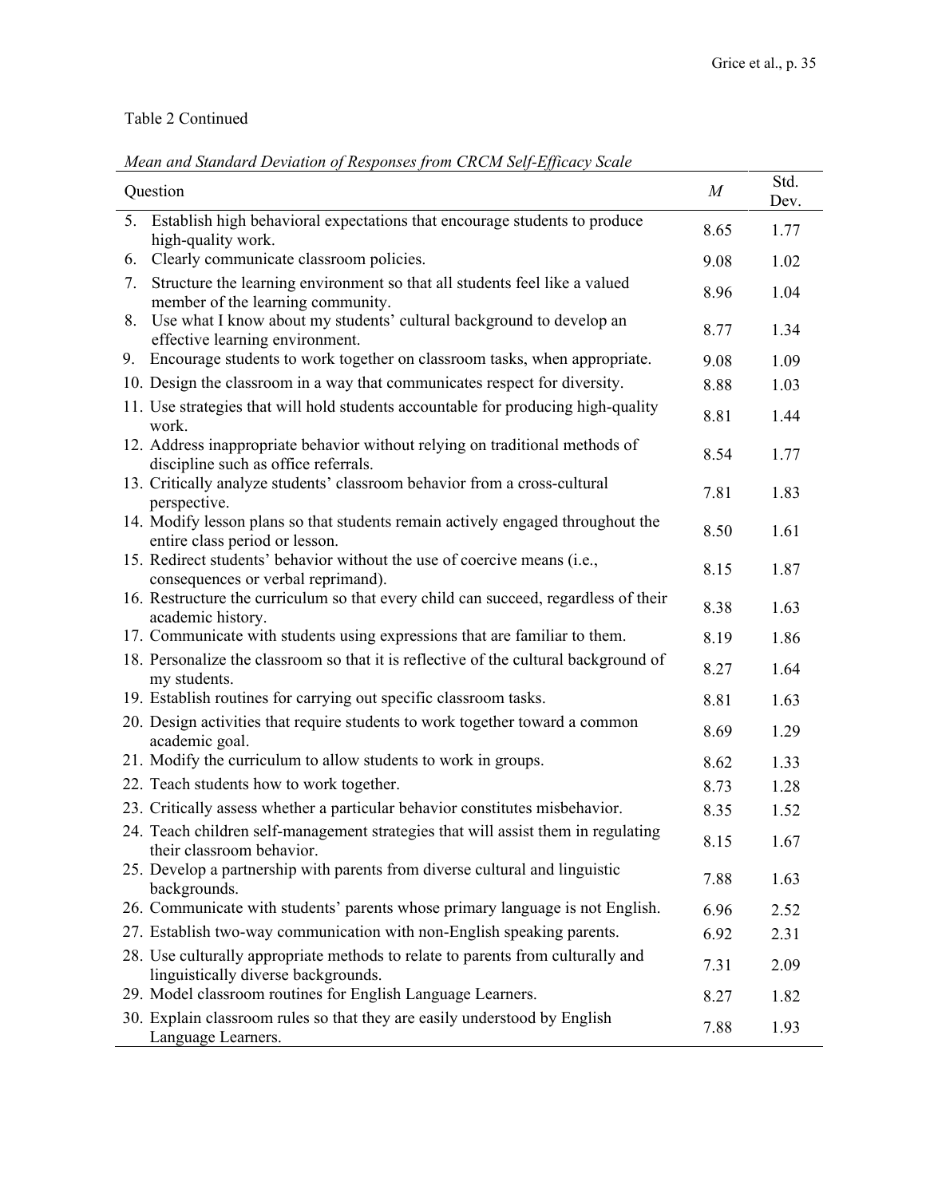Table 2 Continued

*Mean and Standard Deviation of Responses from CRCM Self-Efficacy Scale*

| Question | *M* | Std. Dev. |
|---|---|---|
| 5. Establish high behavioral expectations that encourage students to produce high-quality work. | 8.65 | 1.77 |
| 6. Clearly communicate classroom policies. | 9.08 | 1.02 |
| 7. Structure the learning environment so that all students feel like a valued member of the learning community. | 8.96 | 1.04 |
| 8. Use what I know about my students' cultural background to develop an effective learning environment. | 8.77 | 1.34 |
| 9. Encourage students to work together on classroom tasks, when appropriate. | 9.08 | 1.09 |
| 10. Design the classroom in a way that communicates respect for diversity. | 8.88 | 1.03 |
| 11. Use strategies that will hold students accountable for producing high-quality work. | 8.81 | 1.44 |
| 12. Address inappropriate behavior without relying on traditional methods of discipline such as office referrals. | 8.54 | 1.77 |
| 13. Critically analyze students' classroom behavior from a cross-cultural perspective. | 7.81 | 1.83 |
| 14. Modify lesson plans so that students remain actively engaged throughout the entire class period or lesson. | 8.50 | 1.61 |
| 15. Redirect students' behavior without the use of coercive means (i.e., consequences or verbal reprimand). | 8.15 | 1.87 |
| 16. Restructure the curriculum so that every child can succeed, regardless of their academic history. | 8.38 | 1.63 |
| 17. Communicate with students using expressions that are familiar to them. | 8.19 | 1.86 |
| 18. Personalize the classroom so that it is reflective of the cultural background of my students. | 8.27 | 1.64 |
| 19. Establish routines for carrying out specific classroom tasks. | 8.81 | 1.63 |
| 20. Design activities that require students to work together toward a common academic goal. | 8.69 | 1.29 |
| 21. Modify the curriculum to allow students to work in groups. | 8.62 | 1.33 |
| 22. Teach students how to work together. | 8.73 | 1.28 |
| 23. Critically assess whether a particular behavior constitutes misbehavior. | 8.35 | 1.52 |
| 24. Teach children self-management strategies that will assist them in regulating their classroom behavior. | 8.15 | 1.67 |
| 25. Develop a partnership with parents from diverse cultural and linguistic backgrounds. | 7.88 | 1.63 |
| 26. Communicate with students' parents whose primary language is not English. | 6.96 | 2.52 |
| 27. Establish two-way communication with non-English speaking parents. | 6.92 | 2.31 |
| 28. Use culturally appropriate methods to relate to parents from culturally and linguistically diverse backgrounds. | 7.31 | 2.09 |
| 29. Model classroom routines for English Language Learners. | 8.27 | 1.82 |
| 30. Explain classroom rules so that they are easily understood by English Language Learners. | 7.88 | 1.93 |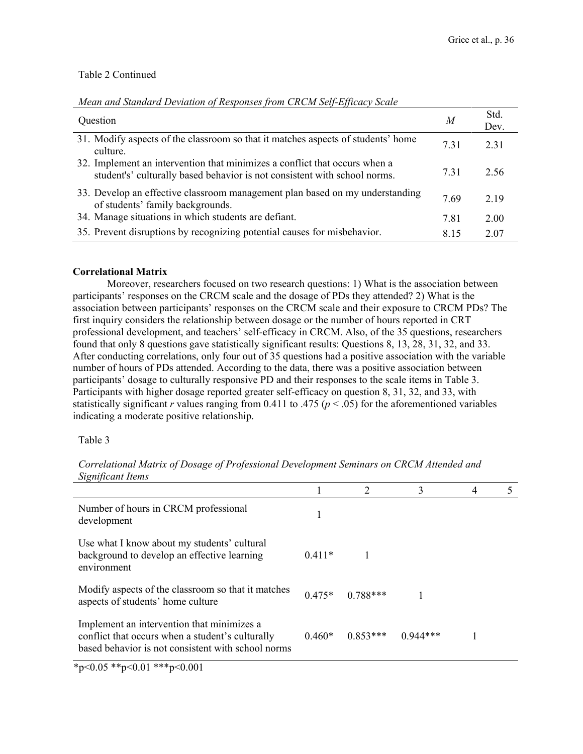Table 2 Continued

*Mean and Standard Deviation of Responses from CRCM Self-Efficacy Scale*

| Question | *M* | Std. Dev. |
|---|---|---|
| 31. Modify aspects of the classroom so that it matches aspects of students' home culture. | 7.31 | 2.31 |
| 32. Implement an intervention that minimizes a conflict that occurs when a student's' culturally based behavior is not consistent with school norms. | 7.31 | 2.56 |
| 33. Develop an effective classroom management plan based on my understanding of students' family backgrounds. | 7.69 | 2.19 |
| 34. Manage situations in which students are defiant. | 7.81 | 2.00 |
| 35. Prevent disruptions by recognizing potential causes for misbehavior. | 8.15 | 2.07 |

**Correlational Matrix**

Moreover, researchers focused on two research questions: 1) What is the association between participants' responses on the CRCM scale and the dosage of PDs they attended? 2) What is the association between participants' responses on the CRCM scale and their exposure to CRCM PDs? The first inquiry considers the relationship between dosage or the number of hours reported in CRT professional development, and teachers' self-efficacy in CRCM. Also, of the 35 questions, researchers found that only 8 questions gave statistically significant results: Questions 8, 13, 28, 31, 32, and 33. After conducting correlations, only four out of 35 questions had a positive association with the variable number of hours of PDs attended. According to the data, there was a positive association between participants' dosage to culturally responsive PD and their responses to the scale items in Table 3. Participants with higher dosage reported greater self-efficacy on question 8, 31, 32, and 33, with statistically significant *r* values ranging from 0.411 to .475 ($p < .05$) for the aforementioned variables indicating a moderate positive relationship.

Table 3

*Correlational Matrix of Dosage of Professional Development Seminars on CRCM Attended and Significant Items*

| | 1 | 2 | 3 | 4 | 5 |
|---|---|---|---|---|---|
| Number of hours in CRCM professional development | 1 | | | | |
| Use what I know about my students' cultural background to develop an effective learning environment | 0.411* | 1 | | | |
| Modify aspects of the classroom so that it matches aspects of students' home culture | 0.475* | 0.788*** | 1 | | |
| Implement an intervention that minimizes a conflict that occurs when a student's culturally based behavior is not consistent with school norms | 0.460* | 0.853*** | 0.944*** | 1 | |

*p<0.05 **p<0.01 ***p<0.001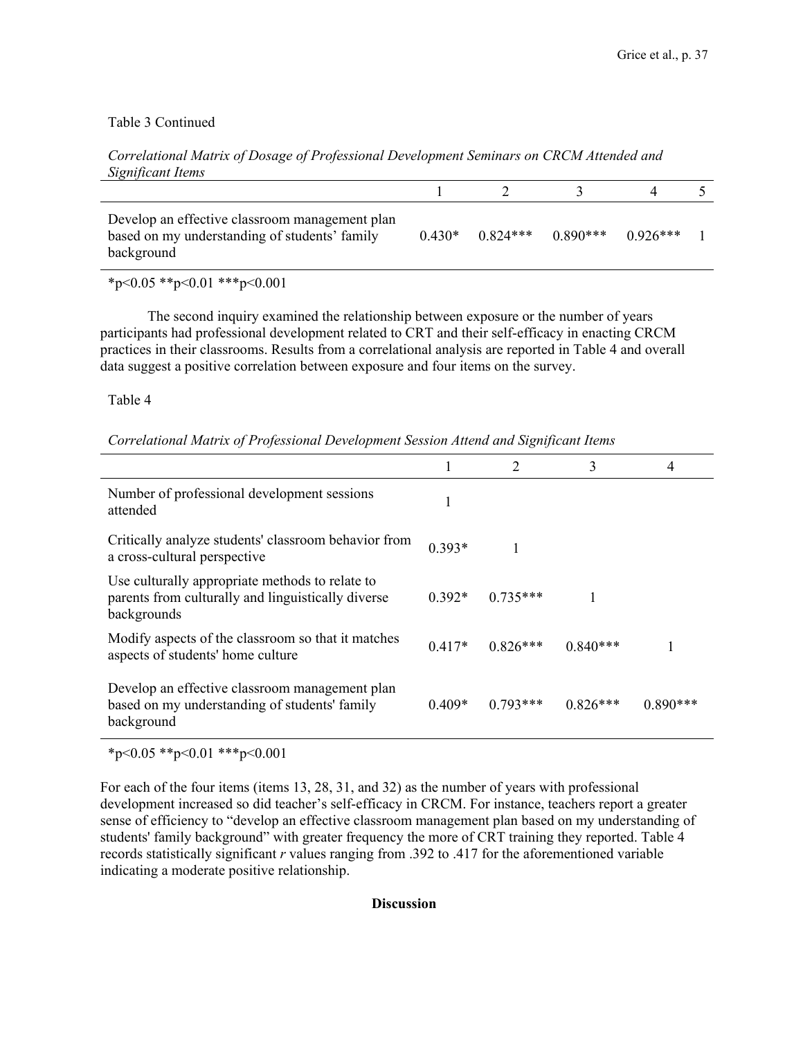Table 3 Continued

*Correlational Matrix of Dosage of Professional Development Seminars on CRCM Attended and Significant Items*

| | 1 | 2 | 3 | 4 | 5 |
|---|---|---|---|---|---|
| Develop an effective classroom management plan based on my understanding of students' family background | 0.430* | 0.824*** | 0.890*** | 0.926*** | 1 |

*p<0.05 **p<0.01 ***p<0.001

The second inquiry examined the relationship between exposure or the number of years participants had professional development related to CRT and their self-efficacy in enacting CRCM practices in their classrooms. Results from a correlational analysis are reported in Table 4 and overall data suggest a positive correlation between exposure and four items on the survey.

Table 4

*Correlational Matrix of Professional Development Session Attend and Significant Items*

| | 1 | 2 | 3 | 4 |
|---|---|---|---|---|
| Number of professional development sessions attended | 1 | | | |
| Critically analyze students' classroom behavior from a cross-cultural perspective | 0.393* | 1 | | |
| Use culturally appropriate methods to relate to parents from culturally and linguistically diverse backgrounds | 0.392* | 0.735*** | 1 | |
| Modify aspects of the classroom so that it matches aspects of students' home culture | 0.417* | 0.826*** | 0.840*** | 1 |
| Develop an effective classroom management plan based on my understanding of students' family background | 0.409* | 0.793*** | 0.826*** | 0.890*** |

*p<0.05 **p<0.01 ***p<0.001

For each of the four items (items 13, 28, 31, and 32) as the number of years with professional development increased so did teacher's self-efficacy in CRCM. For instance, teachers report a greater sense of efficiency to "develop an effective classroom management plan based on my understanding of students' family background" with greater frequency the more of CRT training they reported. Table 4 records statistically significant *r* values ranging from .392 to .417 for the aforementioned variable indicating a moderate positive relationship.

**Discussion**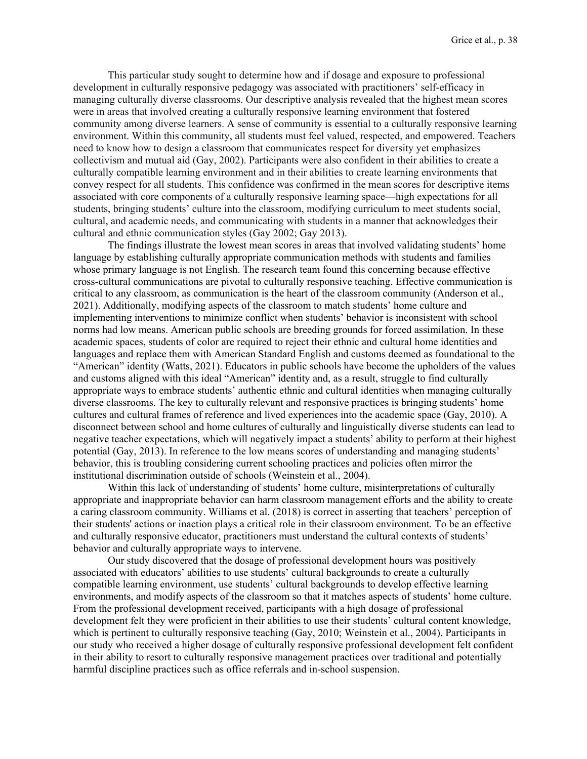This particular study sought to determine how and if dosage and exposure to professional development in culturally responsive pedagogy was associated with practitioners' self-efficacy in managing culturally diverse classrooms. Our descriptive analysis revealed that the highest mean scores were in areas that involved creating a culturally responsive learning environment that fostered community among diverse learners. A sense of community is essential to a culturally responsive learning environment. Within this community, all students must feel valued, respected, and empowered. Teachers need to know how to design a classroom that communicates respect for diversity yet emphasizes collectivism and mutual aid (Gay, 2002). Participants were also confident in their abilities to create a culturally compatible learning environment and in their abilities to create learning environments that convey respect for all students. This confidence was confirmed in the mean scores for descriptive items associated with core components of a culturally responsive learning space—high expectations for all students, bringing students' culture into the classroom, modifying curriculum to meet students social, cultural, and academic needs, and communicating with students in a manner that acknowledges their cultural and ethnic communication styles (Gay 2002; Gay 2013).

The findings illustrate the lowest mean scores in areas that involved validating students' home language by establishing culturally appropriate communication methods with students and families whose primary language is not English. The research team found this concerning because effective cross-cultural communications are pivotal to culturally responsive teaching. Effective communication is critical to any classroom, as communication is the heart of the classroom community (Anderson et al., 2021). Additionally, modifying aspects of the classroom to match students' home culture and implementing interventions to minimize conflict when students' behavior is inconsistent with school norms had low means. American public schools are breeding grounds for forced assimilation. In these academic spaces, students of color are required to reject their ethnic and cultural home identities and languages and replace them with American Standard English and customs deemed as foundational to the "American" identity (Watts, 2021). Educators in public schools have become the upholders of the values and customs aligned with this ideal "American" identity and, as a result, struggle to find culturally appropriate ways to embrace students' authentic ethnic and cultural identities when managing culturally diverse classrooms. The key to culturally relevant and responsive practices is bringing students' home cultures and cultural frames of reference and lived experiences into the academic space (Gay, 2010). A disconnect between school and home cultures of culturally and linguistically diverse students can lead to negative teacher expectations, which will negatively impact a students' ability to perform at their highest potential (Gay, 2013). In reference to the low means scores of understanding and managing students' behavior, this is troubling considering current schooling practices and policies often mirror the institutional discrimination outside of schools (Weinstein et al., 2004).

Within this lack of understanding of students' home culture, misinterpretations of culturally appropriate and inappropriate behavior can harm classroom management efforts and the ability to create a caring classroom community. Williams et al. (2018) is correct in asserting that teachers' perception of their students' actions or inaction plays a critical role in their classroom environment. To be an effective and culturally responsive educator, practitioners must understand the cultural contexts of students' behavior and culturally appropriate ways to intervene.

Our study discovered that the dosage of professional development hours was positively associated with educators' abilities to use students' cultural backgrounds to create a culturally compatible learning environment, use students' cultural backgrounds to develop effective learning environments, and modify aspects of the classroom so that it matches aspects of students' home culture. From the professional development received, participants with a high dosage of professional development felt they were proficient in their abilities to use their students' cultural content knowledge, which is pertinent to culturally responsive teaching (Gay, 2010; Weinstein et al., 2004). Participants in our study who received a higher dosage of culturally responsive professional development felt confident in their ability to resort to culturally responsive management practices over traditional and potentially harmful discipline practices such as office referrals and in-school suspension.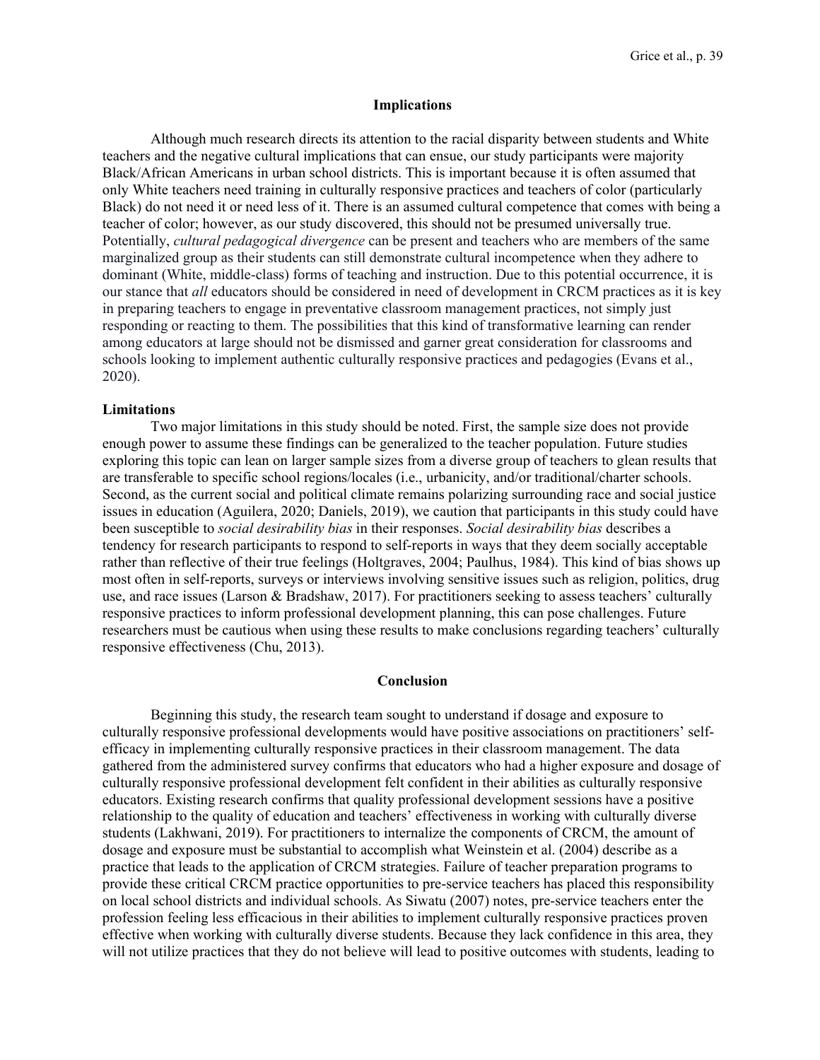## Implications

Although much research directs its attention to the racial disparity between students and White teachers and the negative cultural implications that can ensue, our study participants were majority Black/African Americans in urban school districts. This is important because it is often assumed that only White teachers need training in culturally responsive practices and teachers of color (particularly Black) do not need it or need less of it. There is an assumed cultural competence that comes with being a teacher of color; however, as our study discovered, this should not be presumed universally true. Potentially, *cultural pedagogical divergence* can be present and teachers who are members of the same marginalized group as their students can still demonstrate cultural incompetence when they adhere to dominant (White, middle-class) forms of teaching and instruction. Due to this potential occurrence, it is our stance that *all* educators should be considered in need of development in CRCM practices as it is key in preparing teachers to engage in preventative classroom management practices, not simply just responding or reacting to them. The possibilities that this kind of transformative learning can render among educators at large should not be dismissed and garner great consideration for classrooms and schools looking to implement authentic culturally responsive practices and pedagogies (Evans et al., 2020).

### Limitations

Two major limitations in this study should be noted. First, the sample size does not provide enough power to assume these findings can be generalized to the teacher population. Future studies exploring this topic can lean on larger sample sizes from a diverse group of teachers to glean results that are transferable to specific school regions/locales (i.e., urbanicity, and/or traditional/charter schools. Second, as the current social and political climate remains polarizing surrounding race and social justice issues in education (Aguilera, 2020; Daniels, 2019), we caution that participants in this study could have been susceptible to *social desirability bias* in their responses. *Social desirability bias* describes a tendency for research participants to respond to self-reports in ways that they deem socially acceptable rather than reflective of their true feelings (Holtgraves, 2004; Paulhus, 1984). This kind of bias shows up most often in self-reports, surveys or interviews involving sensitive issues such as religion, politics, drug use, and race issues (Larson & Bradshaw, 2017). For practitioners seeking to assess teachers' culturally responsive practices to inform professional development planning, this can pose challenges. Future researchers must be cautious when using these results to make conclusions regarding teachers' culturally responsive effectiveness (Chu, 2013).

## Conclusion

Beginning this study, the research team sought to understand if dosage and exposure to culturally responsive professional developments would have positive associations on practitioners' self-efficacy in implementing culturally responsive practices in their classroom management. The data gathered from the administered survey confirms that educators who had a higher exposure and dosage of culturally responsive professional development felt confident in their abilities as culturally responsive educators. Existing research confirms that quality professional development sessions have a positive relationship to the quality of education and teachers' effectiveness in working with culturally diverse students (Lakhwani, 2019). For practitioners to internalize the components of CRCM, the amount of dosage and exposure must be substantial to accomplish what Weinstein et al. (2004) describe as a practice that leads to the application of CRCM strategies. Failure of teacher preparation programs to provide these critical CRCM practice opportunities to pre-service teachers has placed this responsibility on local school districts and individual schools. As Siwatu (2007) notes, pre-service teachers enter the profession feeling less efficacious in their abilities to implement culturally responsive practices proven effective when working with culturally diverse students. Because they lack confidence in this area, they will not utilize practices that they do not believe will lead to positive outcomes with students, leading to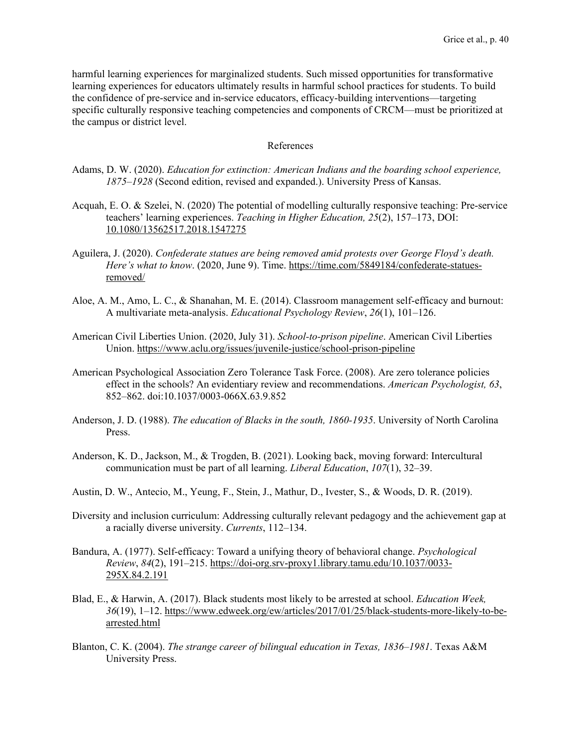harmful learning experiences for marginalized students. Such missed opportunities for transformative learning experiences for educators ultimately results in harmful school practices for students. To build the confidence of pre-service and in-service educators, efficacy-building interventions—targeting specific culturally responsive teaching competencies and components of CRCM—must be prioritized at the campus or district level.

## References

Adams, D. W. (2020). *Education for extinction: American Indians and the boarding school experience, 1875–1928* (Second edition, revised and expanded.). University Press of Kansas.

Acquah, E. O. & Szelei, N. (2020) The potential of modelling culturally responsive teaching: Pre-service teachers' learning experiences. *Teaching in Higher Education, 25*(2), 157–173, DOI: 10.1080/13562517.2018.1547275

Aguilera, J. (2020). *Confederate statues are being removed amid protests over George Floyd's death. Here's what to know*. (2020, June 9). Time. https://time.com/5849184/confederate-statues-removed/

Aloe, A. M., Amo, L. C., & Shanahan, M. E. (2014). Classroom management self-efficacy and burnout: A multivariate meta-analysis. *Educational Psychology Review*, *26*(1), 101–126.

American Civil Liberties Union. (2020, July 31). *School-to-prison pipeline*. American Civil Liberties Union. https://www.aclu.org/issues/juvenile-justice/school-prison-pipeline

American Psychological Association Zero Tolerance Task Force. (2008). Are zero tolerance policies effect in the schools? An evidentiary review and recommendations. *American Psychologist, 63*, 852–862. doi:10.1037/0003-066X.63.9.852

Anderson, J. D. (1988). *The education of Blacks in the south, 1860-1935*. University of North Carolina Press.

Anderson, K. D., Jackson, M., & Trogden, B. (2021). Looking back, moving forward: Intercultural communication must be part of all learning. *Liberal Education*, *107*(1), 32–39.

Austin, D. W., Antecio, M., Yeung, F., Stein, J., Mathur, D., Ivester, S., & Woods, D. R. (2019).

Diversity and inclusion curriculum: Addressing culturally relevant pedagogy and the achievement gap at a racially diverse university. *Currents*, 112–134.

Bandura, A. (1977). Self-efficacy: Toward a unifying theory of behavioral change. *Psychological Review*, *84*(2), 191–215. https://doi-org.srv-proxy1.library.tamu.edu/10.1037/0033-295X.84.2.191

Blad, E., & Harwin, A. (2017). Black students most likely to be arrested at school. *Education Week, 36*(19), 1–12. https://www.edweek.org/ew/articles/2017/01/25/black-students-more-likely-to-be-arrested.html

Blanton, C. K. (2004). *The strange career of bilingual education in Texas, 1836–1981*. Texas A&M University Press.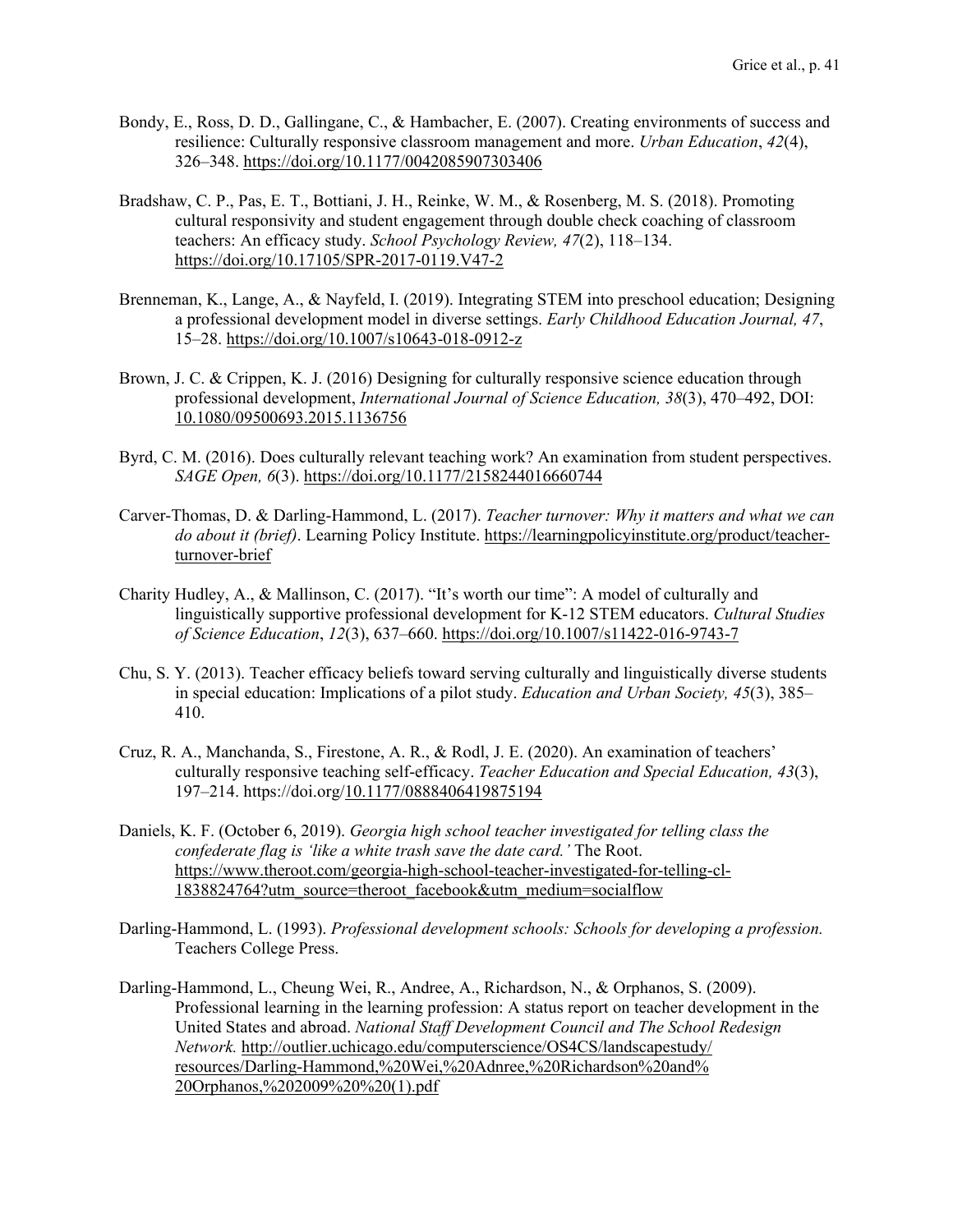Bondy, E., Ross, D. D., Gallingane, C., & Hambacher, E. (2007). Creating environments of success and resilience: Culturally responsive classroom management and more. *Urban Education*, *42*(4), 326–348. https://doi.org/10.1177/0042085907303406

Bradshaw, C. P., Pas, E. T., Bottiani, J. H., Reinke, W. M., & Rosenberg, M. S. (2018). Promoting cultural responsivity and student engagement through double check coaching of classroom teachers: An efficacy study. *School Psychology Review, 47*(2), 118–134. https://doi.org/10.17105/SPR-2017-0119.V47-2

Brenneman, K., Lange, A., & Nayfeld, I. (2019). Integrating STEM into preschool education; Designing a professional development model in diverse settings. *Early Childhood Education Journal, 47*, 15–28. https://doi.org/10.1007/s10643-018-0912-z

Brown, J. C. & Crippen, K. J. (2016) Designing for culturally responsive science education through professional development, *International Journal of Science Education, 38*(3), 470–492, DOI: 10.1080/09500693.2015.1136756

Byrd, C. M. (2016). Does culturally relevant teaching work? An examination from student perspectives. *SAGE Open, 6*(3). https://doi.org/10.1177/2158244016660744

Carver-Thomas, D. & Darling-Hammond, L. (2017). *Teacher turnover: Why it matters and what we can do about it (brief)*. Learning Policy Institute. https://learningpolicyinstitute.org/product/teacher-turnover-brief

Charity Hudley, A., & Mallinson, C. (2017). "It's worth our time": A model of culturally and linguistically supportive professional development for K-12 STEM educators. *Cultural Studies of Science Education*, *12*(3), 637–660. https://doi.org/10.1007/s11422-016-9743-7

Chu, S. Y. (2013). Teacher efficacy beliefs toward serving culturally and linguistically diverse students in special education: Implications of a pilot study. *Education and Urban Society, 45*(3), 385–410.

Cruz, R. A., Manchanda, S., Firestone, A. R., & Rodl, J. E. (2020). An examination of teachers' culturally responsive teaching self-efficacy. *Teacher Education and Special Education, 43*(3), 197–214. https://doi.org/10.1177/0888406419875194

Daniels, K. F. (October 6, 2019). *Georgia high school teacher investigated for telling class the confederate flag is 'like a white trash save the date card.'* The Root. https://www.theroot.com/georgia-high-school-teacher-investigated-for-telling-cl-1838824764?utm_source=theroot_facebook&utm_medium=socialflow

Darling-Hammond, L. (1993). *Professional development schools: Schools for developing a profession.* Teachers College Press.

Darling-Hammond, L., Cheung Wei, R., Andree, A., Richardson, N., & Orphanos, S. (2009). Professional learning in the learning profession: A status report on teacher development in the United States and abroad. *National Staff Development Council and The School Redesign Network.* http://outlier.uchicago.edu/computerscience/OS4CS/landscapestudy/resources/Darling-Hammond,%20Wei,%20Adnree,%20Richardson%20and%20Orphanos,%202009%20%20(1).pdf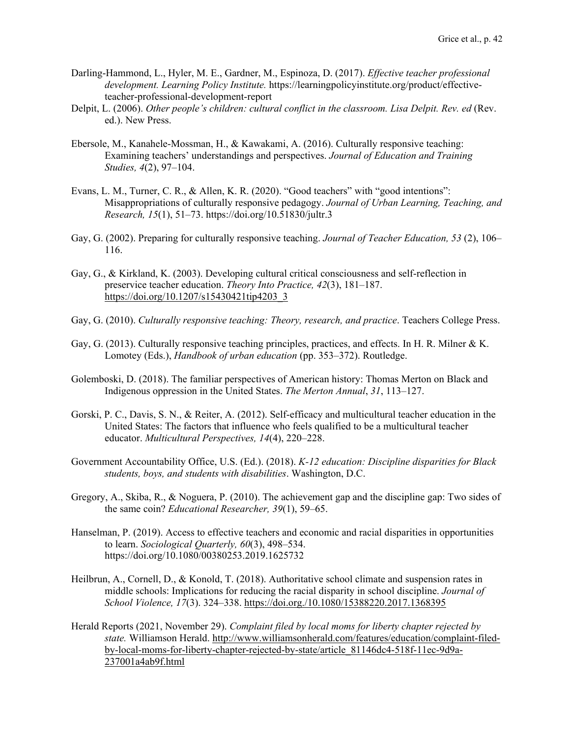Darling-Hammond, L., Hyler, M. E., Gardner, M., Espinoza, D. (2017). *Effective teacher professional development. Learning Policy Institute.* https://learningpolicyinstitute.org/product/effective-teacher-professional-development-report

Delpit, L. (2006). *Other people's children: cultural conflict in the classroom. Lisa Delpit. Rev. ed* (Rev. ed.). New Press.

Ebersole, M., Kanahele-Mossman, H., & Kawakami, A. (2016). Culturally responsive teaching: Examining teachers' understandings and perspectives. *Journal of Education and Training Studies, 4*(2), 97–104.

Evans, L. M., Turner, C. R., & Allen, K. R. (2020). "Good teachers" with "good intentions": Misappropriations of culturally responsive pedagogy. *Journal of Urban Learning, Teaching, and Research, 15*(1), 51–73. https://doi.org/10.51830/jultr.3

Gay, G. (2002). Preparing for culturally responsive teaching. *Journal of Teacher Education, 53* (2), 106–116.

Gay, G., & Kirkland, K. (2003). Developing cultural critical consciousness and self-reflection in preservice teacher education. *Theory Into Practice, 42*(3), 181–187. https://doi.org/10.1207/s15430421tip4203_3

Gay, G. (2010). *Culturally responsive teaching: Theory, research, and practice*. Teachers College Press.

Gay, G. (2013). Culturally responsive teaching principles, practices, and effects. In H. R. Milner & K. Lomotey (Eds.), *Handbook of urban education* (pp. 353–372). Routledge.

Golemboski, D. (2018). The familiar perspectives of American history: Thomas Merton on Black and Indigenous oppression in the United States. *The Merton Annual*, *31*, 113–127.

Gorski, P. C., Davis, S. N., & Reiter, A. (2012). Self-efficacy and multicultural teacher education in the United States: The factors that influence who feels qualified to be a multicultural teacher educator. *Multicultural Perspectives, 14*(4), 220–228.

Government Accountability Office, U.S. (Ed.). (2018). *K-12 education: Discipline disparities for Black students, boys, and students with disabilities*. Washington, D.C.

Gregory, A., Skiba, R., & Noguera, P. (2010). The achievement gap and the discipline gap: Two sides of the same coin? *Educational Researcher, 39*(1), 59–65.

Hanselman, P. (2019). Access to effective teachers and economic and racial disparities in opportunities to learn. *Sociological Quarterly, 60*(3), 498–534. https://doi.org/10.1080/00380253.2019.1625732

Heilbrun, A., Cornell, D., & Konold, T. (2018). Authoritative school climate and suspension rates in middle schools: Implications for reducing the racial disparity in school discipline. *Journal of School Violence, 17*(3). 324–338. https://doi.org./10.1080/15388220.2017.1368395

Herald Reports (2021, November 29). *Complaint filed by local moms for liberty chapter rejected by state.* Williamson Herald. http://www.williamsonherald.com/features/education/complaint-filed-by-local-moms-for-liberty-chapter-rejected-by-state/article_81146dc4-518f-11ec-9d9a-237001a4ab9f.html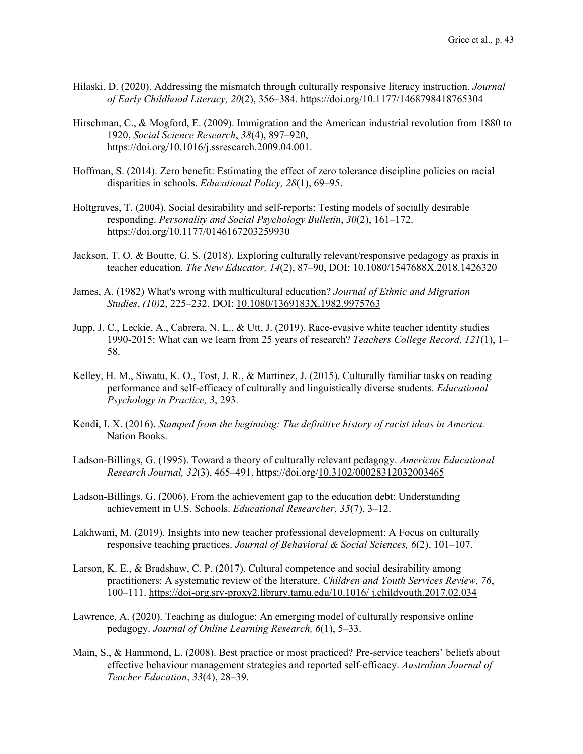Hilaski, D. (2020). Addressing the mismatch through culturally responsive literacy instruction. *Journal of Early Childhood Literacy, 20*(2), 356–384. https://doi.org/10.1177/1468798418765304

Hirschman, C., & Mogford, E. (2009). Immigration and the American industrial revolution from 1880 to 1920, *Social Science Research*, *38*(4), 897–920, https://doi.org/10.1016/j.ssresearch.2009.04.001.

Hoffman, S. (2014). Zero benefit: Estimating the effect of zero tolerance discipline policies on racial disparities in schools. *Educational Policy, 28*(1), 69–95.

Holtgraves, T. (2004). Social desirability and self-reports: Testing models of socially desirable responding. *Personality and Social Psychology Bulletin*, *30*(2), 161–172. https://doi.org/10.1177/0146167203259930

Jackson, T. O. & Boutte, G. S. (2018). Exploring culturally relevant/responsive pedagogy as praxis in teacher education. *The New Educator, 14*(2), 87–90, DOI: 10.1080/1547688X.2018.1426320

James, A. (1982) What's wrong with multicultural education? *Journal of Ethnic and Migration Studies*, *(10)*2, 225–232, DOI: 10.1080/1369183X.1982.9975763

Jupp, J. C., Leckie, A., Cabrera, N. L., & Utt, J. (2019). Race-evasive white teacher identity studies 1990-2015: What can we learn from 25 years of research? *Teachers College Record, 121*(1), 1–58.

Kelley, H. M., Siwatu, K. O., Tost, J. R., & Martinez, J. (2015). Culturally familiar tasks on reading performance and self-efficacy of culturally and linguistically diverse students. *Educational Psychology in Practice, 3*, 293.

Kendi, I. X. (2016). *Stamped from the beginning: The definitive history of racist ideas in America.* Nation Books.

Ladson-Billings, G. (1995). Toward a theory of culturally relevant pedagogy. *American Educational Research Journal, 32*(3), 465–491. https://doi.org/10.3102/00028312032003465

Ladson-Billings, G. (2006). From the achievement gap to the education debt: Understanding achievement in U.S. Schools. *Educational Researcher, 35*(7), 3–12.

Lakhwani, M. (2019). Insights into new teacher professional development: A Focus on culturally responsive teaching practices. *Journal of Behavioral & Social Sciences, 6*(2), 101–107.

Larson, K. E., & Bradshaw, C. P. (2017). Cultural competence and social desirability among practitioners: A systematic review of the literature. *Children and Youth Services Review, 76*, 100–111. https://doi-org.srv-proxy2.library.tamu.edu/10.1016/ j.childyouth.2017.02.034

Lawrence, A. (2020). Teaching as dialogue: An emerging model of culturally responsive online pedagogy. *Journal of Online Learning Research, 6*(1), 5–33.

Main, S., & Hammond, L. (2008). Best practice or most practiced? Pre-service teachers' beliefs about effective behaviour management strategies and reported self-efficacy. *Australian Journal of Teacher Education*, *33*(4), 28–39.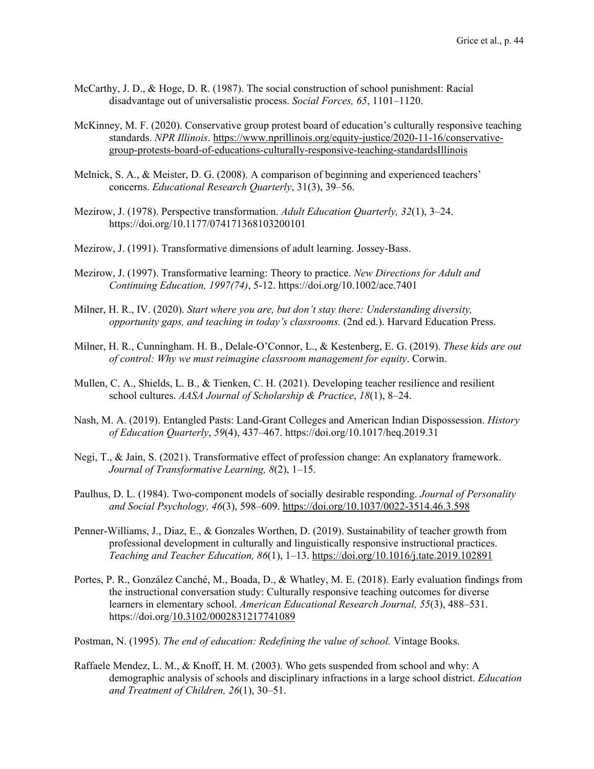McCarthy, J. D., & Hoge, D. R. (1987). The social construction of school punishment: Racial disadvantage out of universalistic process. *Social Forces, 65*, 1101–1120.

McKinney, M. F. (2020). Conservative group protest board of education's culturally responsive teaching standards. *NPR Illinois*. https://www.nprillinois.org/equity-justice/2020-11-16/conservative-group-protests-board-of-educations-culturally-responsive-teaching-standardsIllinois

Melnick, S. A., & Meister, D. G. (2008). A comparison of beginning and experienced teachers' concerns. *Educational Research Quarterly*, 31(3), 39–56.

Mezirow, J. (1978). Perspective transformation. *Adult Education Quarterly, 32*(1), 3–24. https://doi.org/10.1177/074171368103200101

Mezirow, J. (1991). Transformative dimensions of adult learning. Jossey-Bass.

Mezirow, J. (1997). Transformative learning: Theory to practice. *New Directions for Adult and Continuing Education, 1997(74)*, 5-12. https://doi.org/10.1002/ace.7401

Milner, H. R., IV. (2020). *Start where you are, but don't stay there: Understanding diversity, opportunity gaps, and teaching in today's classrooms.* (2nd ed.). Harvard Education Press.

Milner, H. R., Cunningham. H. B., Delale-O'Connor, L., & Kestenberg, E. G. (2019). *These kids are out of control: Why we must reimagine classroom management for equity*. Corwin.

Mullen, C. A., Shields, L. B., & Tienken, C. H. (2021). Developing teacher resilience and resilient school cultures. *AASA Journal of Scholarship & Practice*, *18*(1), 8–24.

Nash, M. A. (2019). Entangled Pasts: Land-Grant Colleges and American Indian Dispossession. *History of Education Quarterly*, *59*(4), 437–467. https://doi.org/10.1017/heq.2019.31

Negi, T., & Jain, S. (2021). Transformative effect of profession change: An explanatory framework. *Journal of Transformative Learning, 8*(2), 1–15.

Paulhus, D. L. (1984). Two-component models of socially desirable responding. *Journal of Personality and Social Psychology, 46*(3), 598–609. https://doi.org/10.1037/0022-3514.46.3.598

Penner-Williams, J., Diaz, E., & Gonzales Worthen, D. (2019). Sustainability of teacher growth from professional development in culturally and linguistically responsive instructional practices. *Teaching and Teacher Education, 86*(1), 1–13. https://doi.org/10.1016/j.tate.2019.102891

Portes, P. R., González Canché, M., Boada, D., & Whatley, M. E. (2018). Early evaluation findings from the instructional conversation study: Culturally responsive teaching outcomes for diverse learners in elementary school. *American Educational Research Journal, 55*(3), 488–531. https://doi.org/10.3102/0002831217741089

Postman, N. (1995). *The end of education: Redefining the value of school.* Vintage Books.

Raffaele Mendez, L. M., & Knoff, H. M. (2003). Who gets suspended from school and why: A demographic analysis of schools and disciplinary infractions in a large school district. *Education and Treatment of Children, 26*(1), 30–51.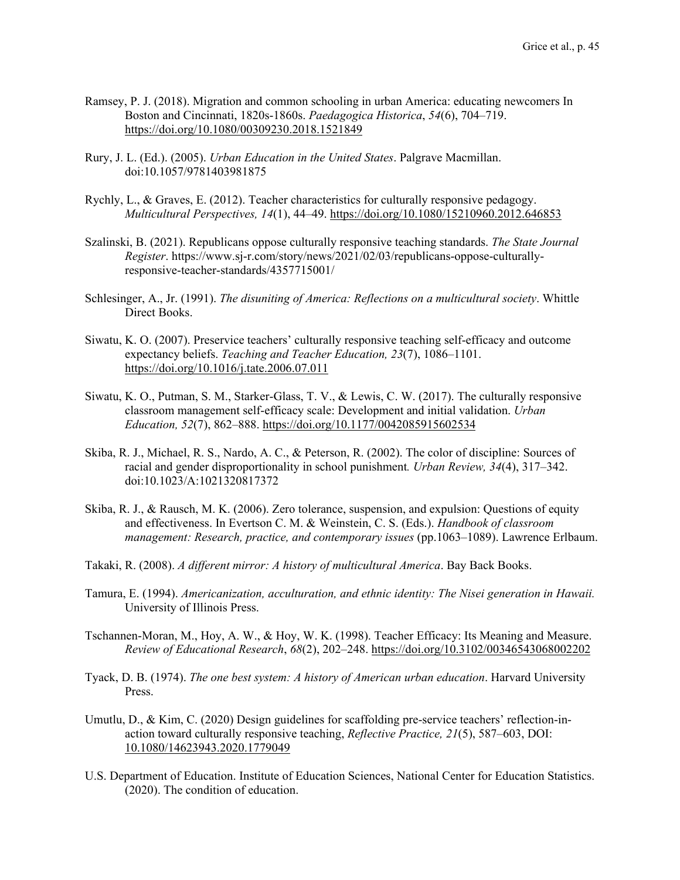Ramsey, P. J. (2018). Migration and common schooling in urban America: educating newcomers In Boston and Cincinnati, 1820s-1860s. *Paedagogica Historica*, *54*(6), 704–719. https://doi.org/10.1080/00309230.2018.1521849

Rury, J. L. (Ed.). (2005). *Urban Education in the United States*. Palgrave Macmillan. doi:10.1057/9781403981875

Rychly, L., & Graves, E. (2012). Teacher characteristics for culturally responsive pedagogy. *Multicultural Perspectives, 14*(1), 44–49. https://doi.org/10.1080/15210960.2012.646853

Szalinski, B. (2021). Republicans oppose culturally responsive teaching standards. *The State Journal Register*. https://www.sj-r.com/story/news/2021/02/03/republicans-oppose-culturally-responsive-teacher-standards/4357715001/

Schlesinger, A., Jr. (1991). *The disuniting of America: Reflections on a multicultural society*. Whittle Direct Books.

Siwatu, K. O. (2007). Preservice teachers' culturally responsive teaching self-efficacy and outcome expectancy beliefs. *Teaching and Teacher Education, 23*(7), 1086–1101. https://doi.org/10.1016/j.tate.2006.07.011

Siwatu, K. O., Putman, S. M., Starker-Glass, T. V., & Lewis, C. W. (2017). The culturally responsive classroom management self-efficacy scale: Development and initial validation. *Urban Education, 52*(7), 862–888. https://doi.org/10.1177/0042085915602534

Skiba, R. J., Michael, R. S., Nardo, A. C., & Peterson, R. (2002). The color of discipline: Sources of racial and gender disproportionality in school punishment*. Urban Review, 34*(4), 317–342. doi:10.1023/A:1021320817372

Skiba, R. J., & Rausch, M. K. (2006). Zero tolerance, suspension, and expulsion: Questions of equity and effectiveness. In Evertson C. M. & Weinstein, C. S. (Eds.). *Handbook of classroom management: Research, practice, and contemporary issues* (pp.1063–1089). Lawrence Erlbaum.

Takaki, R. (2008). *A different mirror: A history of multicultural America*. Bay Back Books.

Tamura, E. (1994). *Americanization, acculturation, and ethnic identity: The Nisei generation in Hawaii.* University of Illinois Press.

Tschannen-Moran, M., Hoy, A. W., & Hoy, W. K. (1998). Teacher Efficacy: Its Meaning and Measure. *Review of Educational Research*, *68*(2), 202–248. https://doi.org/10.3102/00346543068002202

Tyack, D. B. (1974). *The one best system: A history of American urban education*. Harvard University Press.

Umutlu, D., & Kim, C. (2020) Design guidelines for scaffolding pre-service teachers' reflection-in-action toward culturally responsive teaching, *Reflective Practice, 21*(5), 587–603, DOI: 10.1080/14623943.2020.1779049

U.S. Department of Education. Institute of Education Sciences, National Center for Education Statistics. (2020). The condition of education.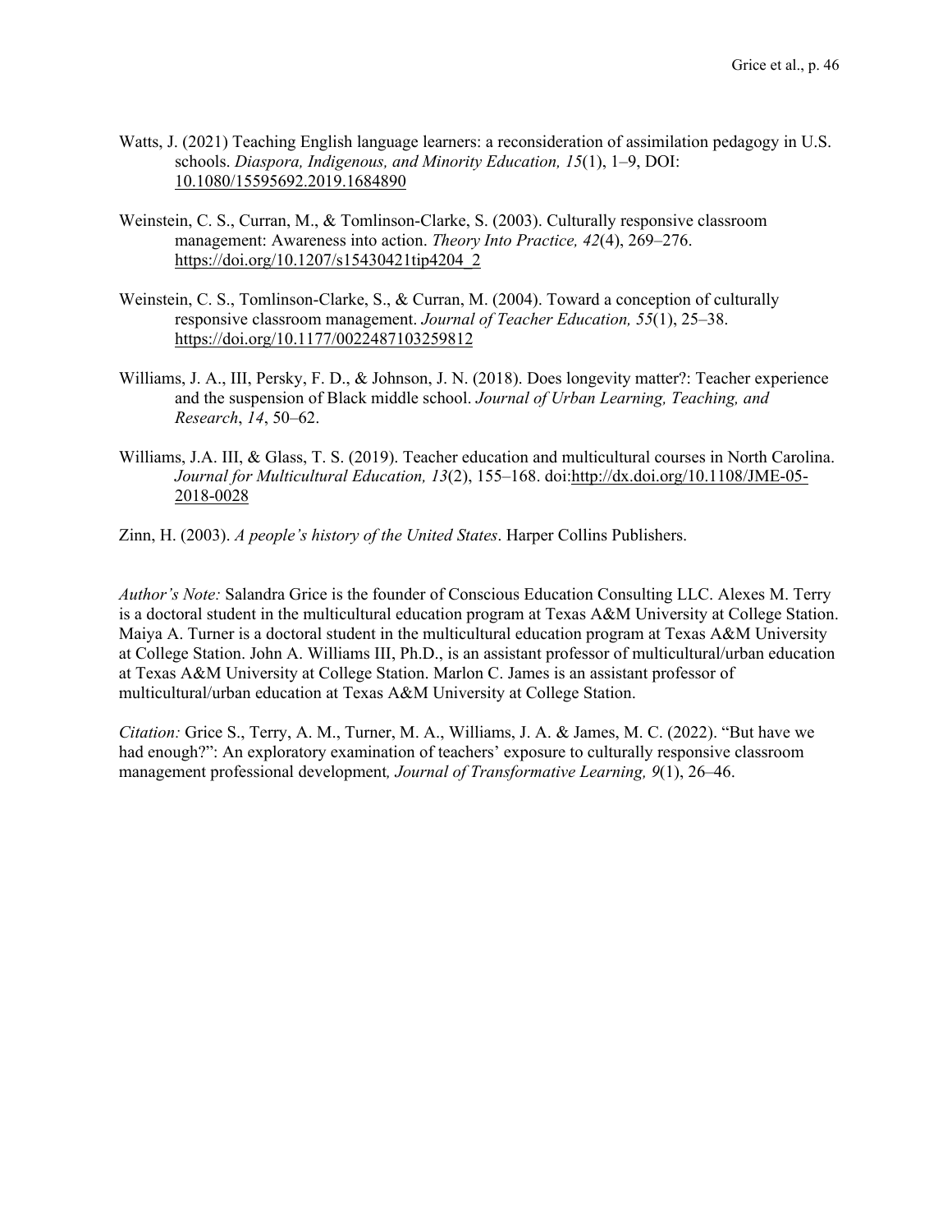Watts, J. (2021) Teaching English language learners: a reconsideration of assimilation pedagogy in U.S. schools. *Diaspora, Indigenous, and Minority Education, 15*(1), 1–9, DOI: 10.1080/15595692.2019.1684890

Weinstein, C. S., Curran, M., & Tomlinson-Clarke, S. (2003). Culturally responsive classroom management: Awareness into action. *Theory Into Practice, 42*(4), 269–276. https://doi.org/10.1207/s15430421tip4204_2

Weinstein, C. S., Tomlinson-Clarke, S., & Curran, M. (2004). Toward a conception of culturally responsive classroom management. *Journal of Teacher Education, 55*(1), 25–38. https://doi.org/10.1177/0022487103259812

Williams, J. A., III, Persky, F. D., & Johnson, J. N. (2018). Does longevity matter?: Teacher experience and the suspension of Black middle school. *Journal of Urban Learning, Teaching, and Research*, *14*, 50–62.

Williams, J.A. III, & Glass, T. S. (2019). Teacher education and multicultural courses in North Carolina. *Journal for Multicultural Education, 13*(2), 155–168. doi:http://dx.doi.org/10.1108/JME-05-2018-0028

Zinn, H. (2003). *A people's history of the United States*. Harper Collins Publishers.

*Author's Note:* Salandra Grice is the founder of Conscious Education Consulting LLC. Alexes M. Terry is a doctoral student in the multicultural education program at Texas A&M University at College Station. Maiya A. Turner is a doctoral student in the multicultural education program at Texas A&M University at College Station. John A. Williams III, Ph.D., is an assistant professor of multicultural/urban education at Texas A&M University at College Station. Marlon C. James is an assistant professor of multicultural/urban education at Texas A&M University at College Station.

*Citation:* Grice S., Terry, A. M., Turner, M. A., Williams, J. A. & James, M. C. (2022). "But have we had enough?": An exploratory examination of teachers' exposure to culturally responsive classroom management professional development*, Journal of Transformative Learning, 9*(1), 26–46.